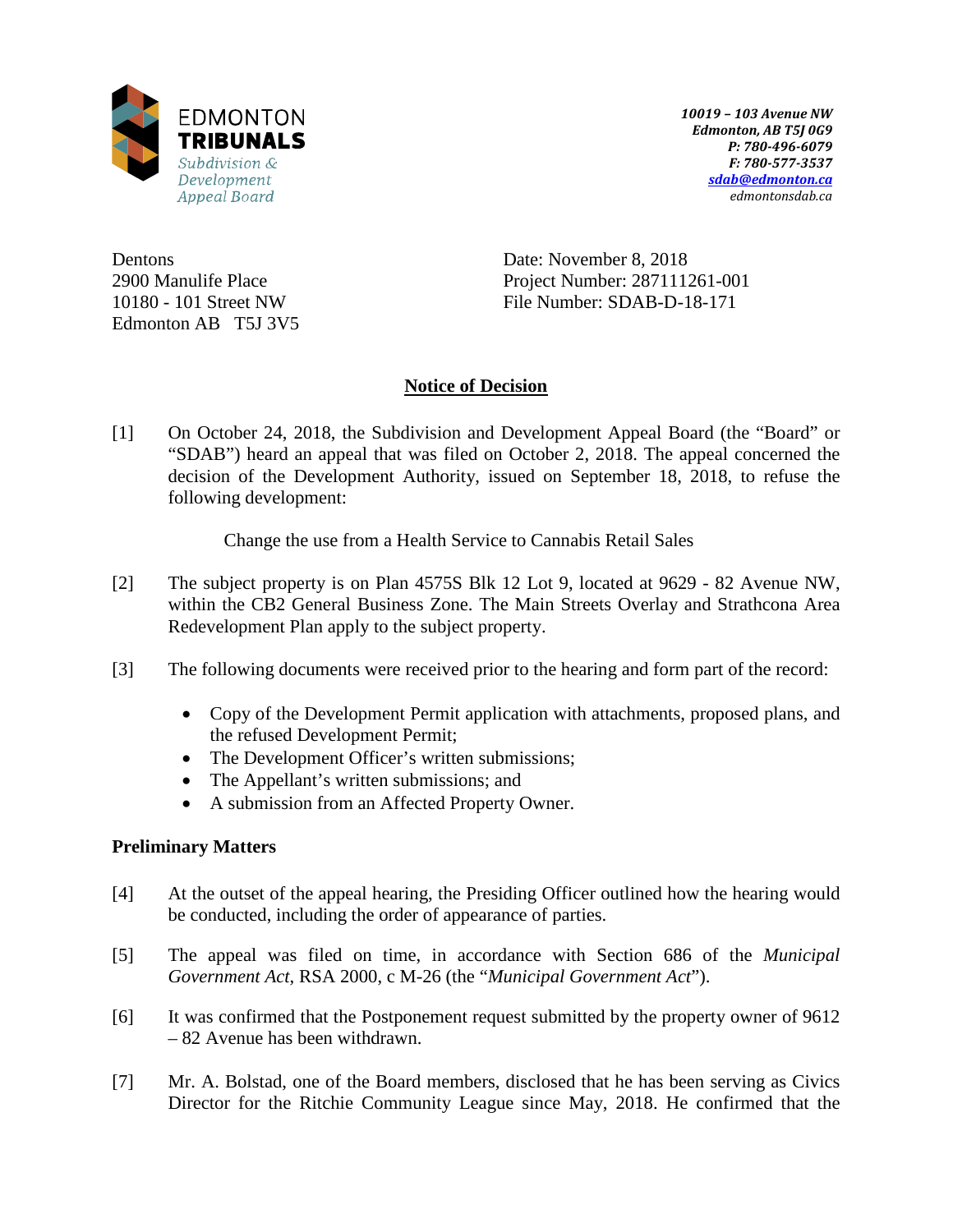EDMONTON
**TRIBUNALS**
*Subdivision & Development Appeal Board*

***10019 – 103 Avenue NW***
***Edmonton, AB T5J 0G9***
***P: 780-496-6079***
***F: 780-577-3537***
***sdab@edmonton.ca***
*edmontonsdab.ca*

Dentons
2900 Manulife Place
10180 - 101 Street NW
Edmonton AB T5J 3V5

Date: November 8, 2018
Project Number: 287111261-001
File Number: SDAB-D-18-171

## Notice of Decision

[1] On October 24, 2018, the Subdivision and Development Appeal Board (the "Board" or "SDAB") heard an appeal that was filed on October 2, 2018. The appeal concerned the decision of the Development Authority, issued on September 18, 2018, to refuse the following development:

Change the use from a Health Service to Cannabis Retail Sales

[2] The subject property is on Plan 4575S Blk 12 Lot 9, located at 9629 - 82 Avenue NW, within the CB2 General Business Zone. The Main Streets Overlay and Strathcona Area Redevelopment Plan apply to the subject property.

[3] The following documents were received prior to the hearing and form part of the record:

- Copy of the Development Permit application with attachments, proposed plans, and the refused Development Permit;
- The Development Officer's written submissions;
- The Appellant's written submissions; and
- A submission from an Affected Property Owner.

### Preliminary Matters

[4] At the outset of the appeal hearing, the Presiding Officer outlined how the hearing would be conducted, including the order of appearance of parties.

[5] The appeal was filed on time, in accordance with Section 686 of the *Municipal Government Act*, RSA 2000, c M-26 (the "*Municipal Government Act*").

[6] It was confirmed that the Postponement request submitted by the property owner of 9612 – 82 Avenue has been withdrawn.

[7] Mr. A. Bolstad, one of the Board members, disclosed that he has been serving as Civics Director for the Ritchie Community League since May, 2018. He confirmed that the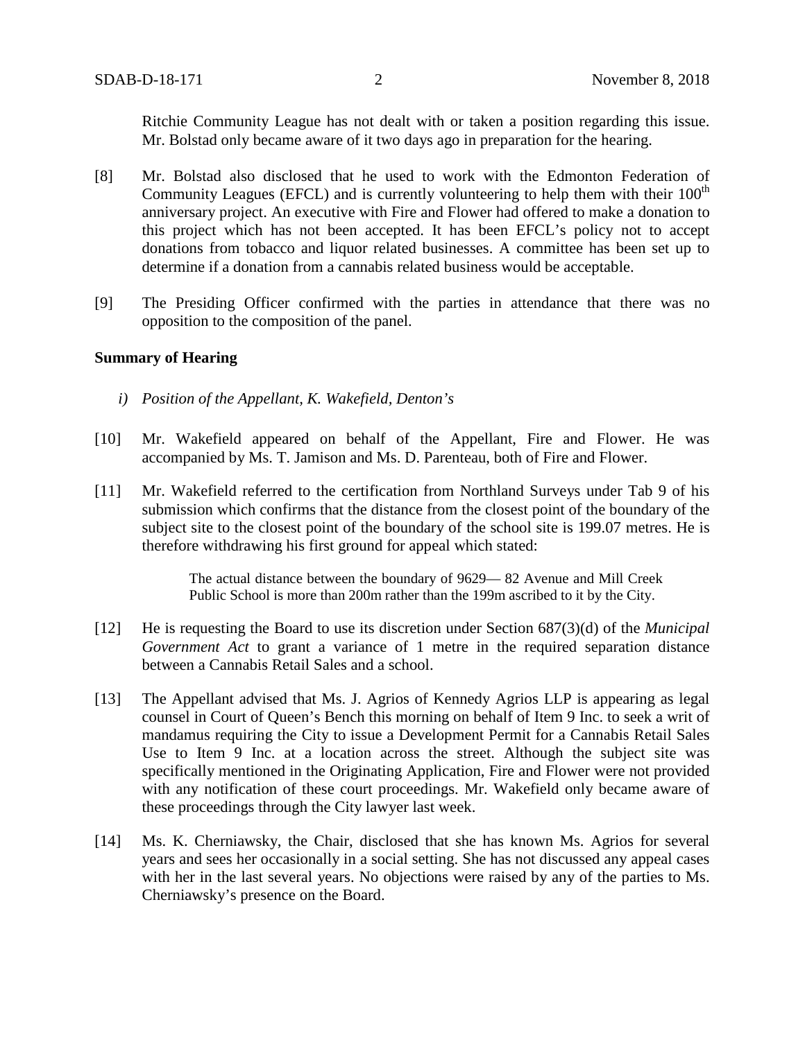Ritchie Community League has not dealt with or taken a position regarding this issue. Mr. Bolstad only became aware of it two days ago in preparation for the hearing.

[8] Mr. Bolstad also disclosed that he used to work with the Edmonton Federation of Community Leagues (EFCL) and is currently volunteering to help them with their 100th anniversary project. An executive with Fire and Flower had offered to make a donation to this project which has not been accepted. It has been EFCL's policy not to accept donations from tobacco and liquor related businesses. A committee has been set up to determine if a donation from a cannabis related business would be acceptable.

[9] The Presiding Officer confirmed with the parties in attendance that there was no opposition to the composition of the panel.

**Summary of Hearing**

*i) Position of the Appellant, K. Wakefield, Denton's*

[10] Mr. Wakefield appeared on behalf of the Appellant, Fire and Flower. He was accompanied by Ms. T. Jamison and Ms. D. Parenteau, both of Fire and Flower.

[11] Mr. Wakefield referred to the certification from Northland Surveys under Tab 9 of his submission which confirms that the distance from the closest point of the boundary of the subject site to the closest point of the boundary of the school site is 199.07 metres. He is therefore withdrawing his first ground for appeal which stated:

> The actual distance between the boundary of 9629— 82 Avenue and Mill Creek Public School is more than 200m rather than the 199m ascribed to it by the City.

[12] He is requesting the Board to use its discretion under Section 687(3)(d) of the *Municipal Government Act* to grant a variance of 1 metre in the required separation distance between a Cannabis Retail Sales and a school.

[13] The Appellant advised that Ms. J. Agrios of Kennedy Agrios LLP is appearing as legal counsel in Court of Queen's Bench this morning on behalf of Item 9 Inc. to seek a writ of mandamus requiring the City to issue a Development Permit for a Cannabis Retail Sales Use to Item 9 Inc. at a location across the street. Although the subject site was specifically mentioned in the Originating Application, Fire and Flower were not provided with any notification of these court proceedings. Mr. Wakefield only became aware of these proceedings through the City lawyer last week.

[14] Ms. K. Cherniawsky, the Chair, disclosed that she has known Ms. Agrios for several years and sees her occasionally in a social setting. She has not discussed any appeal cases with her in the last several years. No objections were raised by any of the parties to Ms. Cherniawsky's presence on the Board.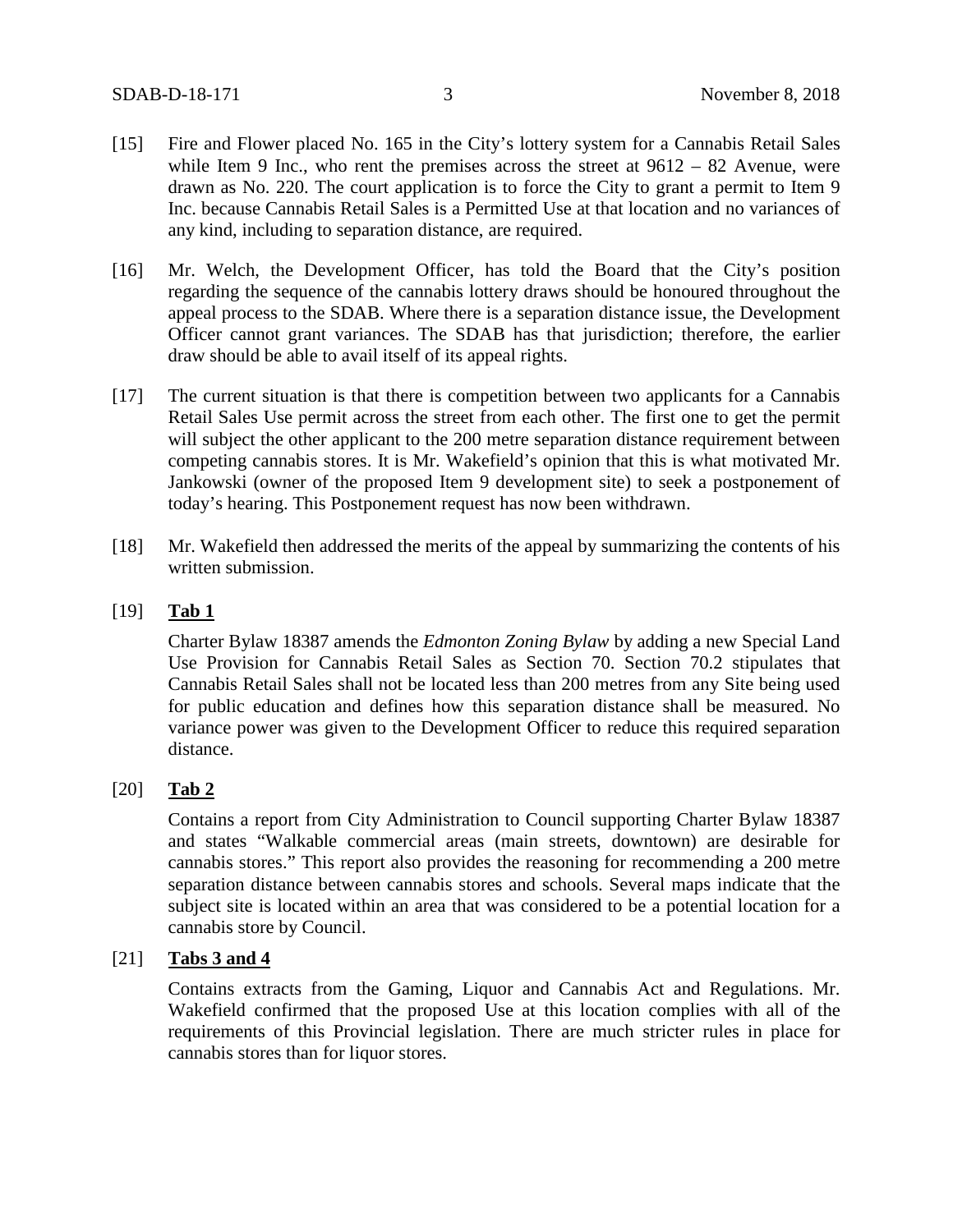[15] Fire and Flower placed No. 165 in the City's lottery system for a Cannabis Retail Sales while Item 9 Inc., who rent the premises across the street at 9612 – 82 Avenue, were drawn as No. 220. The court application is to force the City to grant a permit to Item 9 Inc. because Cannabis Retail Sales is a Permitted Use at that location and no variances of any kind, including to separation distance, are required.

[16] Mr. Welch, the Development Officer, has told the Board that the City's position regarding the sequence of the cannabis lottery draws should be honoured throughout the appeal process to the SDAB. Where there is a separation distance issue, the Development Officer cannot grant variances. The SDAB has that jurisdiction; therefore, the earlier draw should be able to avail itself of its appeal rights.

[17] The current situation is that there is competition between two applicants for a Cannabis Retail Sales Use permit across the street from each other. The first one to get the permit will subject the other applicant to the 200 metre separation distance requirement between competing cannabis stores. It is Mr. Wakefield's opinion that this is what motivated Mr. Jankowski (owner of the proposed Item 9 development site) to seek a postponement of today's hearing. This Postponement request has now been withdrawn.

[18] Mr. Wakefield then addressed the merits of the appeal by summarizing the contents of his written submission.

[19] **Tab 1**

Charter Bylaw 18387 amends the *Edmonton Zoning Bylaw* by adding a new Special Land Use Provision for Cannabis Retail Sales as Section 70. Section 70.2 stipulates that Cannabis Retail Sales shall not be located less than 200 metres from any Site being used for public education and defines how this separation distance shall be measured. No variance power was given to the Development Officer to reduce this required separation distance.

[20] **Tab 2**

Contains a report from City Administration to Council supporting Charter Bylaw 18387 and states "Walkable commercial areas (main streets, downtown) are desirable for cannabis stores." This report also provides the reasoning for recommending a 200 metre separation distance between cannabis stores and schools. Several maps indicate that the subject site is located within an area that was considered to be a potential location for a cannabis store by Council.

[21] **Tabs 3 and 4**

Contains extracts from the Gaming, Liquor and Cannabis Act and Regulations. Mr. Wakefield confirmed that the proposed Use at this location complies with all of the requirements of this Provincial legislation. There are much stricter rules in place for cannabis stores than for liquor stores.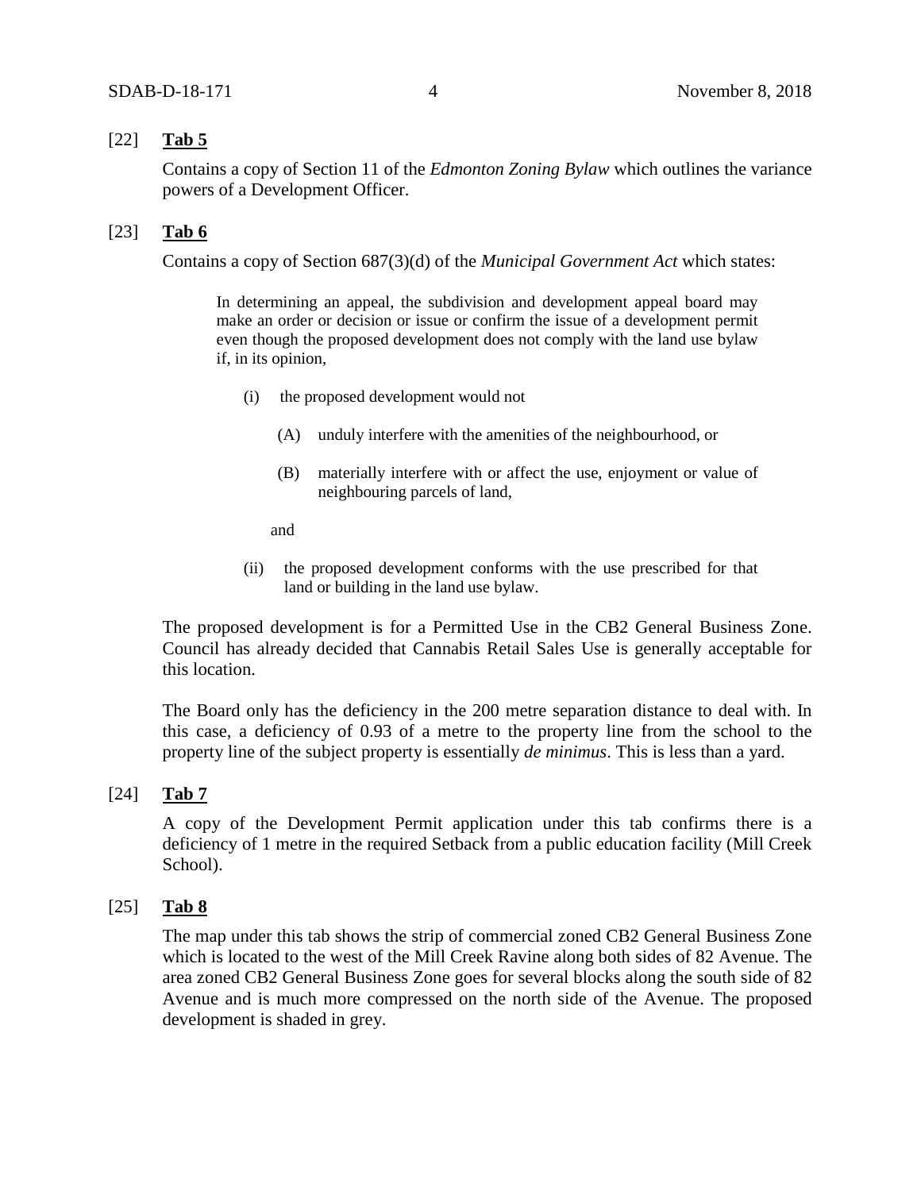[22] **Tab 5**

Contains a copy of Section 11 of the *Edmonton Zoning Bylaw* which outlines the variance powers of a Development Officer.

[23] **Tab 6**

Contains a copy of Section 687(3)(d) of the *Municipal Government Act* which states:

> In determining an appeal, the subdivision and development appeal board may make an order or decision or issue or confirm the issue of a development permit even though the proposed development does not comply with the land use bylaw if, in its opinion,
>
> (i) the proposed development would not
>
> (A) unduly interfere with the amenities of the neighbourhood, or
>
> (B) materially interfere with or affect the use, enjoyment or value of neighbouring parcels of land,
>
> and
>
> (ii) the proposed development conforms with the use prescribed for that land or building in the land use bylaw.

The proposed development is for a Permitted Use in the CB2 General Business Zone. Council has already decided that Cannabis Retail Sales Use is generally acceptable for this location.

The Board only has the deficiency in the 200 metre separation distance to deal with. In this case, a deficiency of 0.93 of a metre to the property line from the school to the property line of the subject property is essentially *de minimus*. This is less than a yard.

[24] **Tab 7**

A copy of the Development Permit application under this tab confirms there is a deficiency of 1 metre in the required Setback from a public education facility (Mill Creek School).

[25] **Tab 8**

The map under this tab shows the strip of commercial zoned CB2 General Business Zone which is located to the west of the Mill Creek Ravine along both sides of 82 Avenue. The area zoned CB2 General Business Zone goes for several blocks along the south side of 82 Avenue and is much more compressed on the north side of the Avenue. The proposed development is shaded in grey.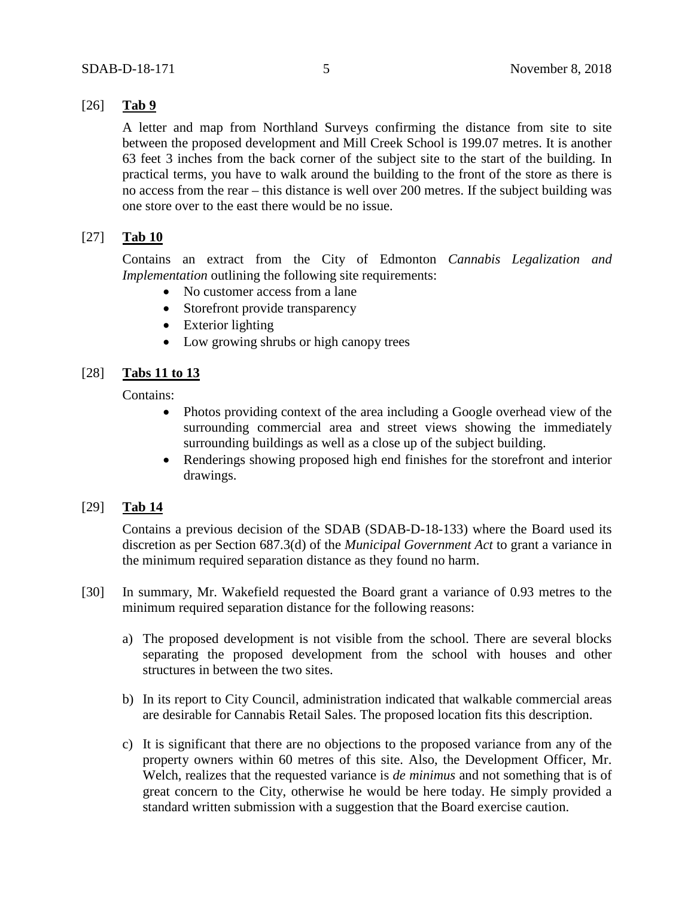[26] **Tab 9**

A letter and map from Northland Surveys confirming the distance from site to site between the proposed development and Mill Creek School is 199.07 metres. It is another 63 feet 3 inches from the back corner of the subject site to the start of the building. In practical terms, you have to walk around the building to the front of the store as there is no access from the rear – this distance is well over 200 metres. If the subject building was one store over to the east there would be no issue.

[27] **Tab 10**

Contains an extract from the City of Edmonton *Cannabis Legalization and Implementation* outlining the following site requirements:

- No customer access from a lane
- Storefront provide transparency
- Exterior lighting
- Low growing shrubs or high canopy trees

[28] **Tabs 11 to 13**

Contains:

- Photos providing context of the area including a Google overhead view of the surrounding commercial area and street views showing the immediately surrounding buildings as well as a close up of the subject building.
- Renderings showing proposed high end finishes for the storefront and interior drawings.

[29] **Tab 14**

Contains a previous decision of the SDAB (SDAB-D-18-133) where the Board used its discretion as per Section 687.3(d) of the *Municipal Government Act* to grant a variance in the minimum required separation distance as they found no harm.

[30] In summary, Mr. Wakefield requested the Board grant a variance of 0.93 metres to the minimum required separation distance for the following reasons:

a) The proposed development is not visible from the school. There are several blocks separating the proposed development from the school with houses and other structures in between the two sites.

b) In its report to City Council, administration indicated that walkable commercial areas are desirable for Cannabis Retail Sales. The proposed location fits this description.

c) It is significant that there are no objections to the proposed variance from any of the property owners within 60 metres of this site. Also, the Development Officer, Mr. Welch, realizes that the requested variance is *de minimus* and not something that is of great concern to the City, otherwise he would be here today. He simply provided a standard written submission with a suggestion that the Board exercise caution.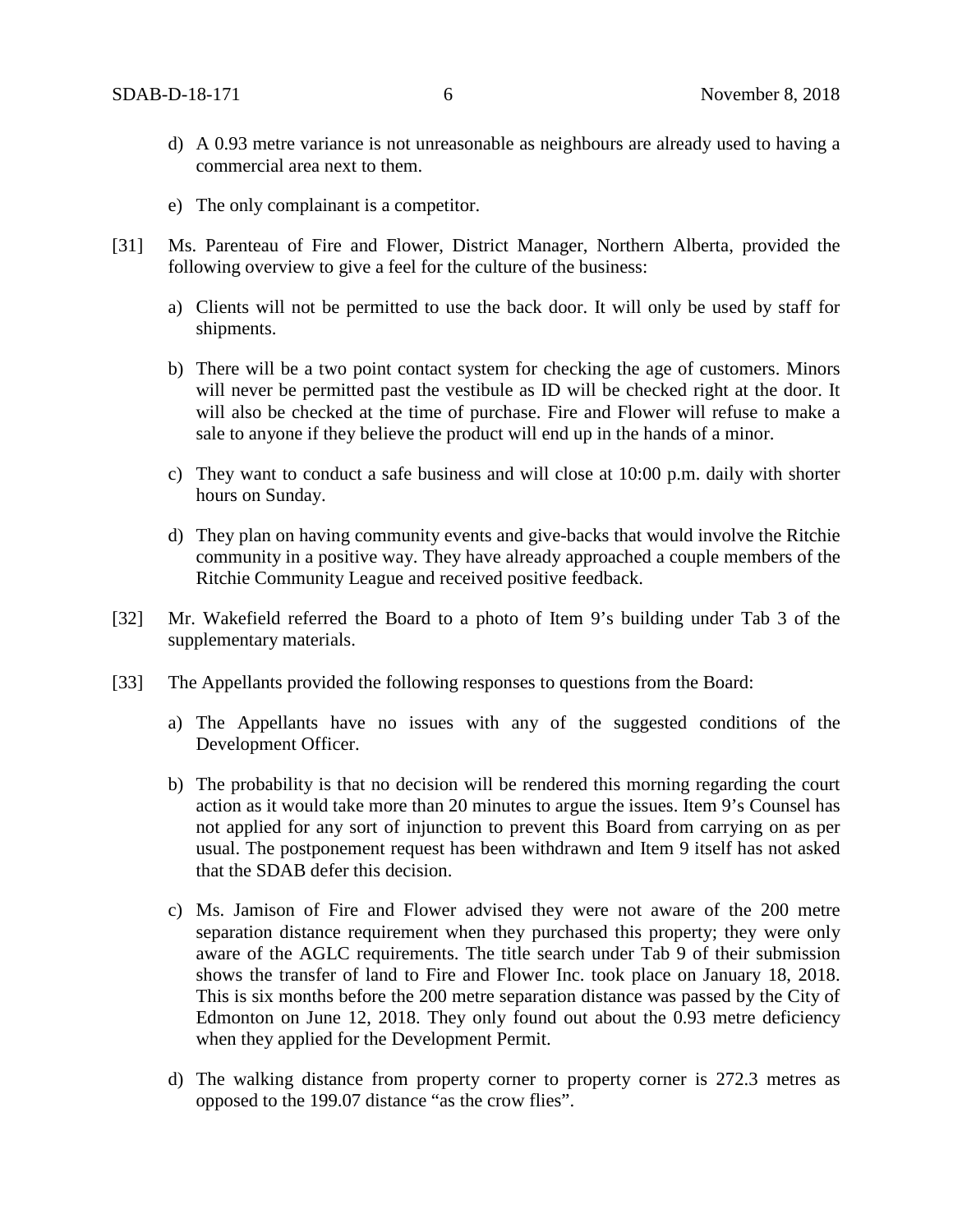d) A 0.93 metre variance is not unreasonable as neighbours are already used to having a commercial area next to them.

e) The only complainant is a competitor.

[31] Ms. Parenteau of Fire and Flower, District Manager, Northern Alberta, provided the following overview to give a feel for the culture of the business:

a) Clients will not be permitted to use the back door. It will only be used by staff for shipments.

b) There will be a two point contact system for checking the age of customers. Minors will never be permitted past the vestibule as ID will be checked right at the door. It will also be checked at the time of purchase. Fire and Flower will refuse to make a sale to anyone if they believe the product will end up in the hands of a minor.

c) They want to conduct a safe business and will close at 10:00 p.m. daily with shorter hours on Sunday.

d) They plan on having community events and give-backs that would involve the Ritchie community in a positive way. They have already approached a couple members of the Ritchie Community League and received positive feedback.

[32] Mr. Wakefield referred the Board to a photo of Item 9's building under Tab 3 of the supplementary materials.

[33] The Appellants provided the following responses to questions from the Board:

a) The Appellants have no issues with any of the suggested conditions of the Development Officer.

b) The probability is that no decision will be rendered this morning regarding the court action as it would take more than 20 minutes to argue the issues. Item 9's Counsel has not applied for any sort of injunction to prevent this Board from carrying on as per usual. The postponement request has been withdrawn and Item 9 itself has not asked that the SDAB defer this decision.

c) Ms. Jamison of Fire and Flower advised they were not aware of the 200 metre separation distance requirement when they purchased this property; they were only aware of the AGLC requirements. The title search under Tab 9 of their submission shows the transfer of land to Fire and Flower Inc. took place on January 18, 2018. This is six months before the 200 metre separation distance was passed by the City of Edmonton on June 12, 2018. They only found out about the 0.93 metre deficiency when they applied for the Development Permit.

d) The walking distance from property corner to property corner is 272.3 metres as opposed to the 199.07 distance "as the crow flies".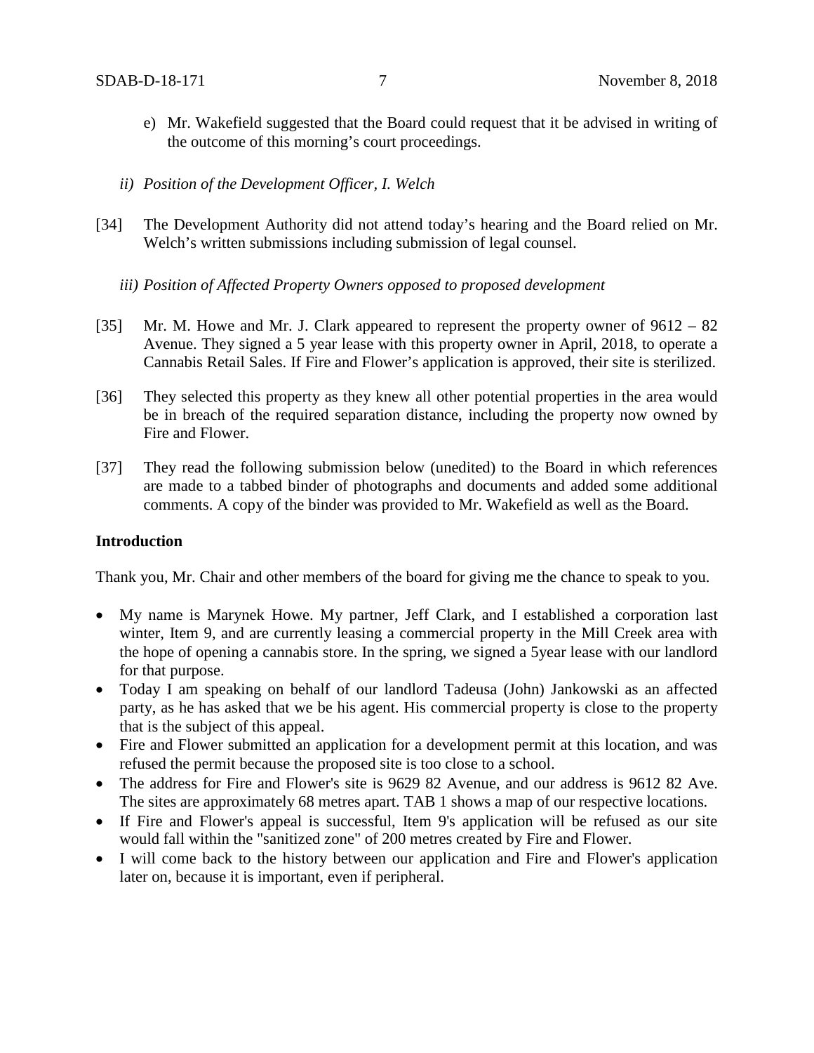e) Mr. Wakefield suggested that the Board could request that it be advised in writing of the outcome of this morning's court proceedings.

*ii) Position of the Development Officer, I. Welch*

[34] The Development Authority did not attend today's hearing and the Board relied on Mr. Welch's written submissions including submission of legal counsel.

*iii) Position of Affected Property Owners opposed to proposed development*

[35] Mr. M. Howe and Mr. J. Clark appeared to represent the property owner of 9612 – 82 Avenue. They signed a 5 year lease with this property owner in April, 2018, to operate a Cannabis Retail Sales. If Fire and Flower's application is approved, their site is sterilized.

[36] They selected this property as they knew all other potential properties in the area would be in breach of the required separation distance, including the property now owned by Fire and Flower.

[37] They read the following submission below (unedited) to the Board in which references are made to a tabbed binder of photographs and documents and added some additional comments. A copy of the binder was provided to Mr. Wakefield as well as the Board.

**Introduction**

Thank you, Mr. Chair and other members of the board for giving me the chance to speak to you.

- My name is Marynek Howe. My partner, Jeff Clark, and I established a corporation last winter, Item 9, and are currently leasing a commercial property in the Mill Creek area with the hope of opening a cannabis store. In the spring, we signed a 5year lease with our landlord for that purpose.
- Today I am speaking on behalf of our landlord Tadeusa (John) Jankowski as an affected party, as he has asked that we be his agent. His commercial property is close to the property that is the subject of this appeal.
- Fire and Flower submitted an application for a development permit at this location, and was refused the permit because the proposed site is too close to a school.
- The address for Fire and Flower's site is 9629 82 Avenue, and our address is 9612 82 Ave. The sites are approximately 68 metres apart. TAB 1 shows a map of our respective locations.
- If Fire and Flower's appeal is successful, Item 9's application will be refused as our site would fall within the "sanitized zone" of 200 metres created by Fire and Flower.
- I will come back to the history between our application and Fire and Flower's application later on, because it is important, even if peripheral.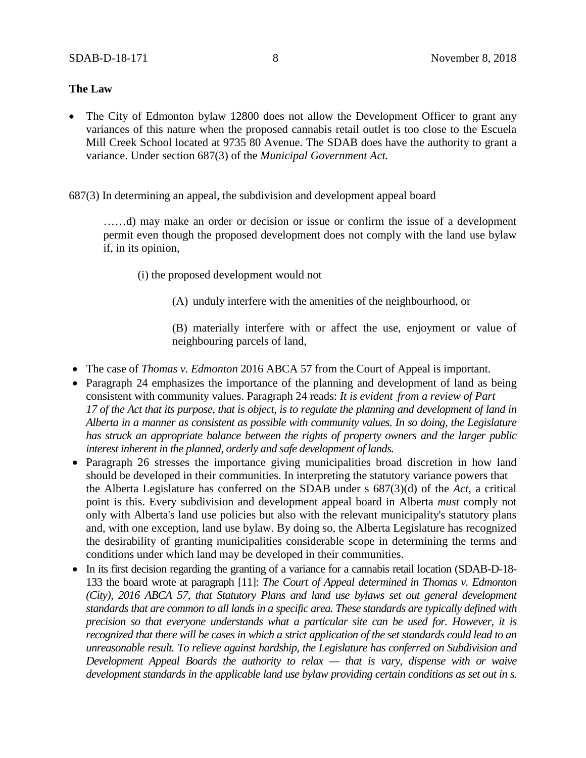**The Law**

- The City of Edmonton bylaw 12800 does not allow the Development Officer to grant any variances of this nature when the proposed cannabis retail outlet is too close to the Escuela Mill Creek School located at 9735 80 Avenue. The SDAB does have the authority to grant a variance. Under section 687(3) of the *Municipal Government Act.*

687(3) In determining an appeal, the subdivision and development appeal board

……d) may make an order or decision or issue or confirm the issue of a development permit even though the proposed development does not comply with the land use bylaw if, in its opinion,

(i) the proposed development would not

(A) unduly interfere with the amenities of the neighbourhood, or

(B) materially interfere with or affect the use, enjoyment or value of neighbouring parcels of land,

- The case of *Thomas v. Edmonton* 2016 ABCA 57 from the Court of Appeal is important.
- Paragraph 24 emphasizes the importance of the planning and development of land as being consistent with community values. Paragraph 24 reads: *It is evident from a review of Part 17 of the Act that its purpose, that is object, is to regulate the planning and development of land in Alberta in a manner as consistent as possible with community values. In so doing, the Legislature has struck an appropriate balance between the rights of property owners and the larger public interest inherent in the planned, orderly and safe development of lands.*
- Paragraph 26 stresses the importance giving municipalities broad discretion in how land should be developed in their communities. In interpreting the statutory variance powers that the Alberta Legislature has conferred on the SDAB under s 687(3)(d) of the *Act*, a critical point is this. Every subdivision and development appeal board in Alberta *must* comply not only with Alberta's land use policies but also with the relevant municipality's statutory plans and, with one exception, land use bylaw. By doing so, the Alberta Legislature has recognized the desirability of granting municipalities considerable scope in determining the terms and conditions under which land may be developed in their communities.
- In its first decision regarding the granting of a variance for a cannabis retail location (SDAB-D-18-133 the board wrote at paragraph [11]: *The Court of Appeal determined in Thomas v. Edmonton (City), 2016 ABCA 57, that Statutory Plans and land use bylaws set out general development standards that are common to all lands in a specific area. These standards are typically defined with precision so that everyone understands what a particular site can be used for. However, it is recognized that there will be cases in which a strict application of the set standards could lead to an unreasonable result. To relieve against hardship, the Legislature has conferred on Subdivision and Development Appeal Boards the authority to relax — that is vary, dispense with or waive development standards in the applicable land use bylaw providing certain conditions as set out in s.*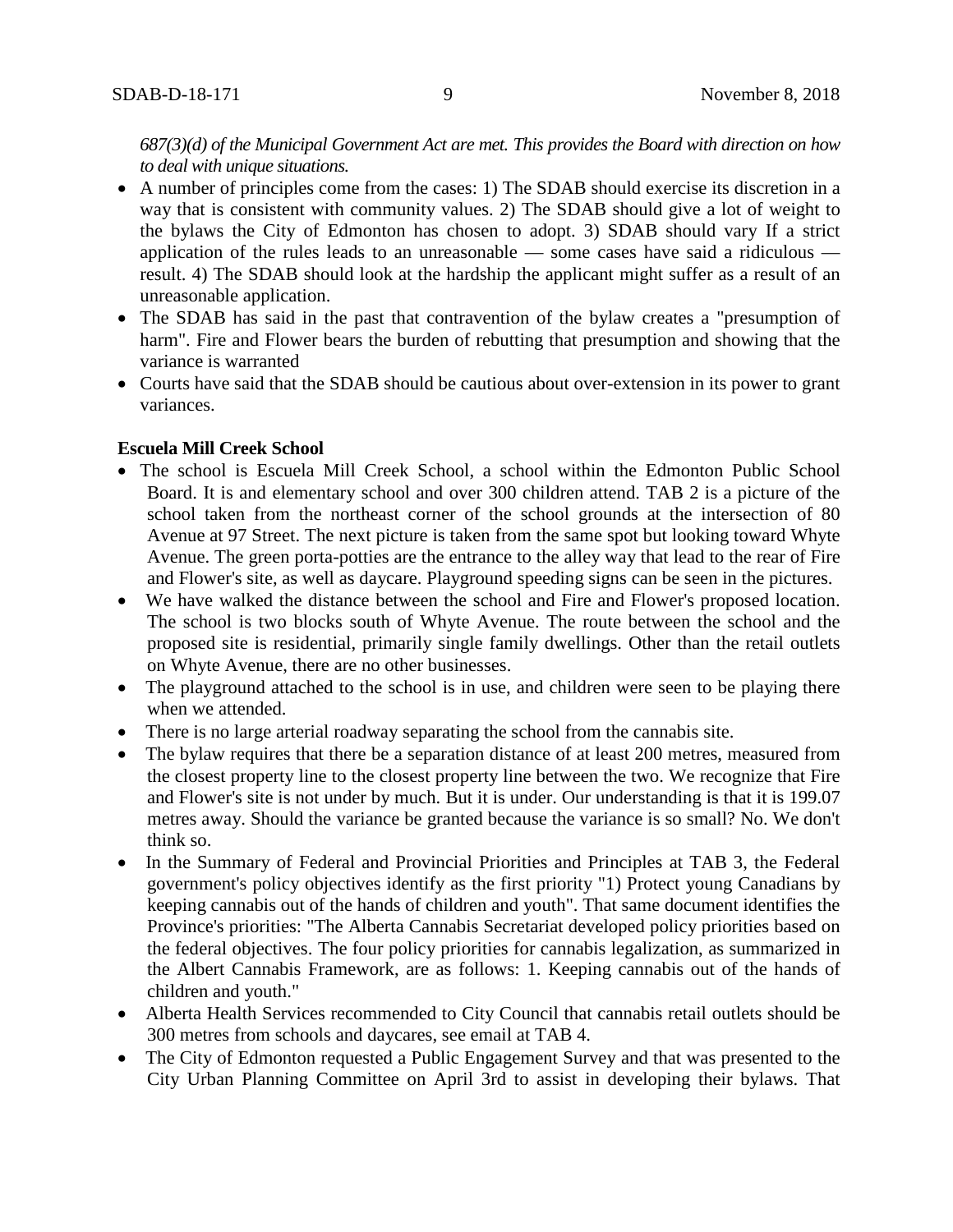*687(3)(d) of the Municipal Government Act are met. This provides the Board with direction on how to deal with unique situations.*

- A number of principles come from the cases: 1) The SDAB should exercise its discretion in a way that is consistent with community values. 2) The SDAB should give a lot of weight to the bylaws the City of Edmonton has chosen to adopt. 3) SDAB should vary If a strict application of the rules leads to an unreasonable — some cases have said a ridiculous — result. 4) The SDAB should look at the hardship the applicant might suffer as a result of an unreasonable application.
- The SDAB has said in the past that contravention of the bylaw creates a "presumption of harm". Fire and Flower bears the burden of rebutting that presumption and showing that the variance is warranted
- Courts have said that the SDAB should be cautious about over-extension in its power to grant variances.

**Escuela Mill Creek School**

- The school is Escuela Mill Creek School, a school within the Edmonton Public School Board. It is and elementary school and over 300 children attend. TAB 2 is a picture of the school taken from the northeast corner of the school grounds at the intersection of 80 Avenue at 97 Street. The next picture is taken from the same spot but looking toward Whyte Avenue. The green porta-potties are the entrance to the alley way that lead to the rear of Fire and Flower's site, as well as daycare. Playground speeding signs can be seen in the pictures.
- We have walked the distance between the school and Fire and Flower's proposed location. The school is two blocks south of Whyte Avenue. The route between the school and the proposed site is residential, primarily single family dwellings. Other than the retail outlets on Whyte Avenue, there are no other businesses.
- The playground attached to the school is in use, and children were seen to be playing there when we attended.
- There is no large arterial roadway separating the school from the cannabis site.
- The bylaw requires that there be a separation distance of at least 200 metres, measured from the closest property line to the closest property line between the two. We recognize that Fire and Flower's site is not under by much. But it is under. Our understanding is that it is 199.07 metres away. Should the variance be granted because the variance is so small? No. We don't think so.
- In the Summary of Federal and Provincial Priorities and Principles at TAB 3, the Federal government's policy objectives identify as the first priority "1) Protect young Canadians by keeping cannabis out of the hands of children and youth". That same document identifies the Province's priorities: "The Alberta Cannabis Secretariat developed policy priorities based on the federal objectives. The four policy priorities for cannabis legalization, as summarized in the Albert Cannabis Framework, are as follows: 1. Keeping cannabis out of the hands of children and youth."
- Alberta Health Services recommended to City Council that cannabis retail outlets should be 300 metres from schools and daycares, see email at TAB 4.
- The City of Edmonton requested a Public Engagement Survey and that was presented to the City Urban Planning Committee on April 3rd to assist in developing their bylaws. That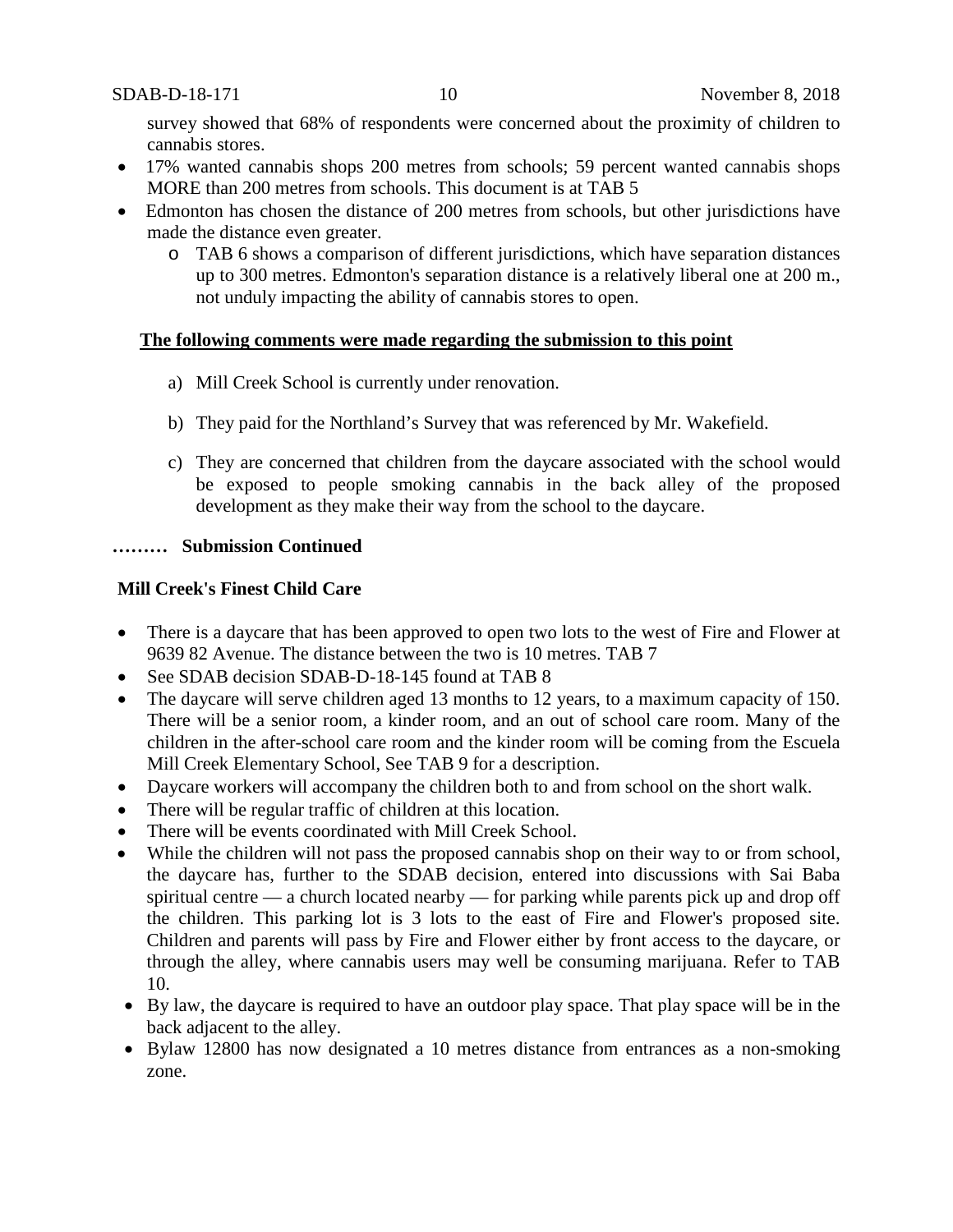survey showed that 68% of respondents were concerned about the proximity of children to cannabis stores.

- 17% wanted cannabis shops 200 metres from schools; 59 percent wanted cannabis shops MORE than 200 metres from schools. This document is at TAB 5
- Edmonton has chosen the distance of 200 metres from schools, but other jurisdictions have made the distance even greater.
  - TAB 6 shows a comparison of different jurisdictions, which have separation distances up to 300 metres. Edmonton's separation distance is a relatively liberal one at 200 m., not unduly impacting the ability of cannabis stores to open.

**The following comments were made regarding the submission to this point**

a) Mill Creek School is currently under renovation.

b) They paid for the Northland's Survey that was referenced by Mr. Wakefield.

c) They are concerned that children from the daycare associated with the school would be exposed to people smoking cannabis in the back alley of the proposed development as they make their way from the school to the daycare.

**……… Submission Continued**

**Mill Creek's Finest Child Care**

- There is a daycare that has been approved to open two lots to the west of Fire and Flower at 9639 82 Avenue. The distance between the two is 10 metres. TAB 7
- See SDAB decision SDAB-D-18-145 found at TAB 8
- The daycare will serve children aged 13 months to 12 years, to a maximum capacity of 150. There will be a senior room, a kinder room, and an out of school care room. Many of the children in the after-school care room and the kinder room will be coming from the Escuela Mill Creek Elementary School, See TAB 9 for a description.
- Daycare workers will accompany the children both to and from school on the short walk.
- There will be regular traffic of children at this location.
- There will be events coordinated with Mill Creek School.
- While the children will not pass the proposed cannabis shop on their way to or from school, the daycare has, further to the SDAB decision, entered into discussions with Sai Baba spiritual centre — a church located nearby — for parking while parents pick up and drop off the children. This parking lot is 3 lots to the east of Fire and Flower's proposed site. Children and parents will pass by Fire and Flower either by front access to the daycare, or through the alley, where cannabis users may well be consuming marijuana. Refer to TAB 10.
- By law, the daycare is required to have an outdoor play space. That play space will be in the back adjacent to the alley.
- Bylaw 12800 has now designated a 10 metres distance from entrances as a non-smoking zone.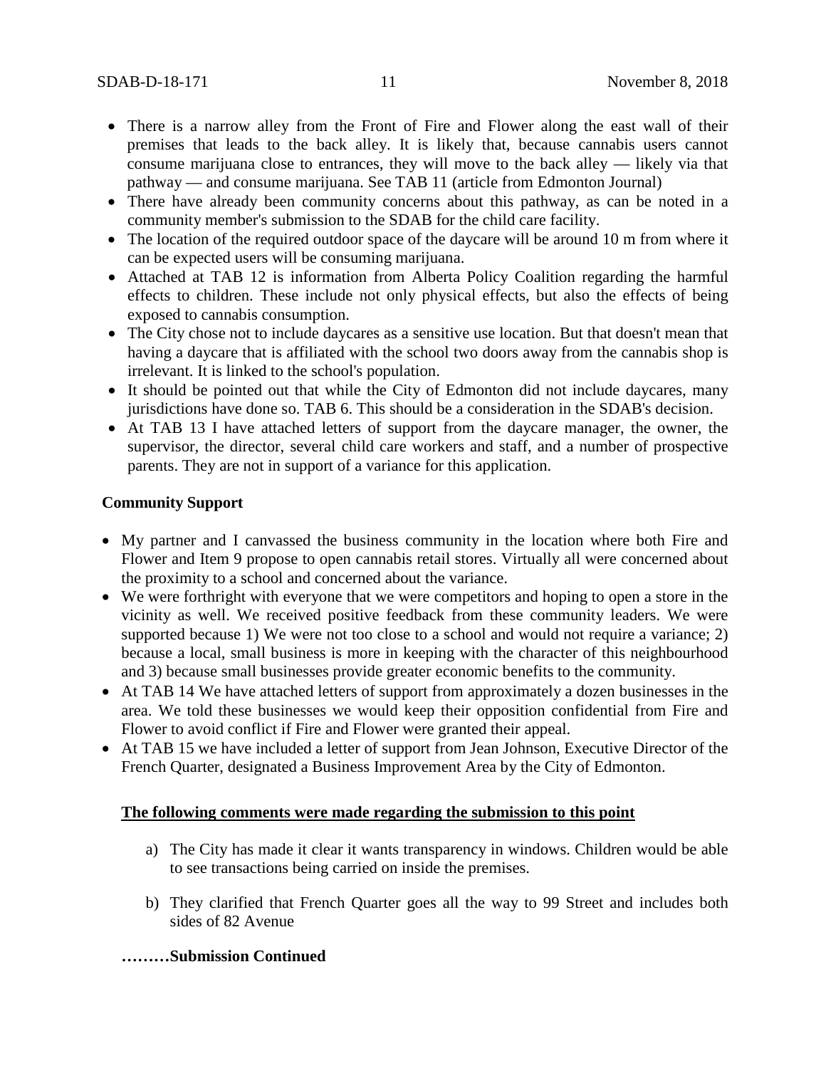- There is a narrow alley from the Front of Fire and Flower along the east wall of their premises that leads to the back alley. It is likely that, because cannabis users cannot consume marijuana close to entrances, they will move to the back alley — likely via that pathway — and consume marijuana. See TAB 11 (article from Edmonton Journal)
- There have already been community concerns about this pathway, as can be noted in a community member's submission to the SDAB for the child care facility.
- The location of the required outdoor space of the daycare will be around 10 m from where it can be expected users will be consuming marijuana.
- Attached at TAB 12 is information from Alberta Policy Coalition regarding the harmful effects to children. These include not only physical effects, but also the effects of being exposed to cannabis consumption.
- The City chose not to include daycares as a sensitive use location. But that doesn't mean that having a daycare that is affiliated with the school two doors away from the cannabis shop is irrelevant. It is linked to the school's population.
- It should be pointed out that while the City of Edmonton did not include daycares, many jurisdictions have done so. TAB 6. This should be a consideration in the SDAB's decision.
- At TAB 13 I have attached letters of support from the daycare manager, the owner, the supervisor, the director, several child care workers and staff, and a number of prospective parents. They are not in support of a variance for this application.

**Community Support**

- My partner and I canvassed the business community in the location where both Fire and Flower and Item 9 propose to open cannabis retail stores. Virtually all were concerned about the proximity to a school and concerned about the variance.
- We were forthright with everyone that we were competitors and hoping to open a store in the vicinity as well. We received positive feedback from these community leaders. We were supported because 1) We were not too close to a school and would not require a variance; 2) because a local, small business is more in keeping with the character of this neighbourhood and 3) because small businesses provide greater economic benefits to the community.
- At TAB 14 We have attached letters of support from approximately a dozen businesses in the area. We told these businesses we would keep their opposition confidential from Fire and Flower to avoid conflict if Fire and Flower were granted their appeal.
- At TAB 15 we have included a letter of support from Jean Johnson, Executive Director of the French Quarter, designated a Business Improvement Area by the City of Edmonton.

**<u>The following comments were made regarding the submission to this point</u>**

a) The City has made it clear it wants transparency in windows. Children would be able to see transactions being carried on inside the premises.

b) They clarified that French Quarter goes all the way to 99 Street and includes both sides of 82 Avenue

**………Submission Continued**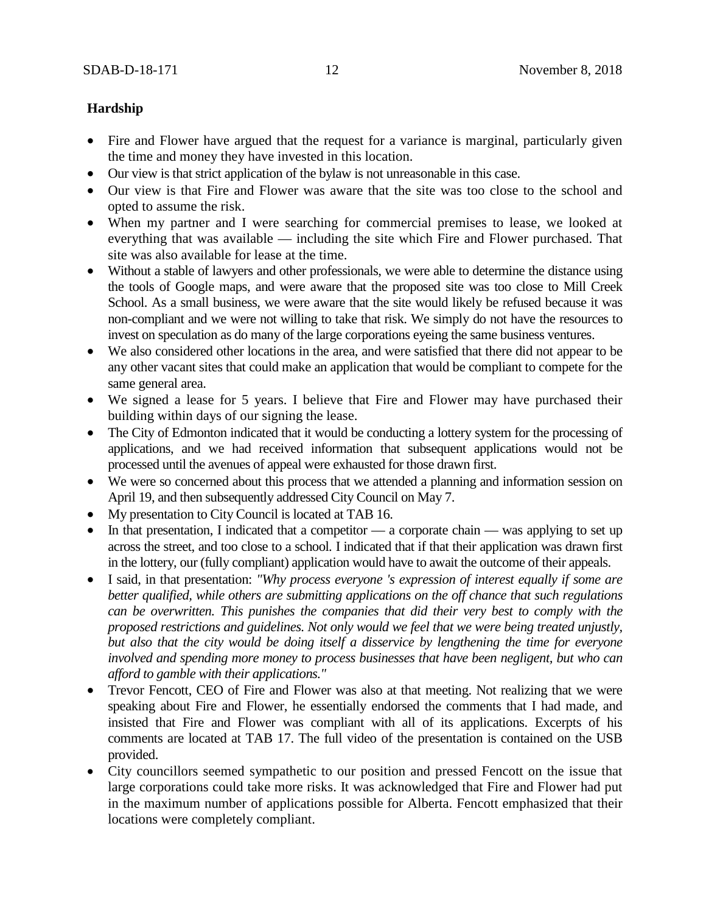**Hardship**

- Fire and Flower have argued that the request for a variance is marginal, particularly given the time and money they have invested in this location.
- Our view is that strict application of the bylaw is not unreasonable in this case.
- Our view is that Fire and Flower was aware that the site was too close to the school and opted to assume the risk.
- When my partner and I were searching for commercial premises to lease, we looked at everything that was available — including the site which Fire and Flower purchased. That site was also available for lease at the time.
- Without a stable of lawyers and other professionals, we were able to determine the distance using the tools of Google maps, and were aware that the proposed site was too close to Mill Creek School. As a small business, we were aware that the site would likely be refused because it was non-compliant and we were not willing to take that risk. We simply do not have the resources to invest on speculation as do many of the large corporations eyeing the same business ventures.
- We also considered other locations in the area, and were satisfied that there did not appear to be any other vacant sites that could make an application that would be compliant to compete for the same general area.
- We signed a lease for 5 years. I believe that Fire and Flower may have purchased their building within days of our signing the lease.
- The City of Edmonton indicated that it would be conducting a lottery system for the processing of applications, and we had received information that subsequent applications would not be processed until the avenues of appeal were exhausted for those drawn first.
- We were so concerned about this process that we attended a planning and information session on April 19, and then subsequently addressed City Council on May 7.
- My presentation to City Council is located at TAB 16.
- In that presentation, I indicated that a competitor — a corporate chain — was applying to set up across the street, and too close to a school. I indicated that if that their application was drawn first in the lottery, our (fully compliant) application would have to await the outcome of their appeals.
- I said, in that presentation: *"Why process everyone 's expression of interest equally if some are better qualified, while others are submitting applications on the off chance that such regulations can be overwritten. This punishes the companies that did their very best to comply with the proposed restrictions and guidelines. Not only would we feel that we were being treated unjustly, but also that the city would be doing itself a disservice by lengthening the time for everyone involved and spending more money to process businesses that have been negligent, but who can afford to gamble with their applications."*
- Trevor Fencott, CEO of Fire and Flower was also at that meeting. Not realizing that we were speaking about Fire and Flower, he essentially endorsed the comments that I had made, and insisted that Fire and Flower was compliant with all of its applications. Excerpts of his comments are located at TAB 17. The full video of the presentation is contained on the USB provided.
- City councillors seemed sympathetic to our position and pressed Fencott on the issue that large corporations could take more risks. It was acknowledged that Fire and Flower had put in the maximum number of applications possible for Alberta. Fencott emphasized that their locations were completely compliant.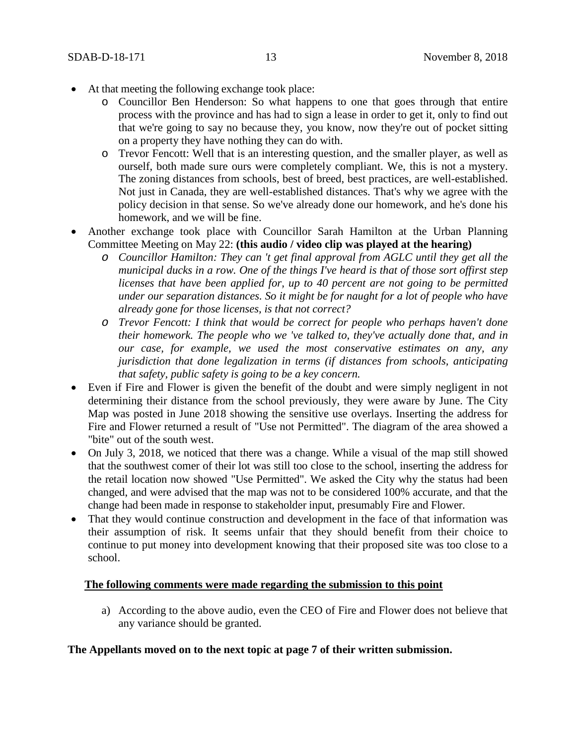- At that meeting the following exchange took place:
  - Councillor Ben Henderson: So what happens to one that goes through that entire process with the province and has had to sign a lease in order to get it, only to find out that we're going to say no because they, you know, now they're out of pocket sitting on a property they have nothing they can do with.
  - Trevor Fencott: Well that is an interesting question, and the smaller player, as well as ourself, both made sure ours were completely compliant. We, this is not a mystery. The zoning distances from schools, best of breed, best practices, are well-established. Not just in Canada, they are well-established distances. That's why we agree with the policy decision in that sense. So we've already done our homework, and he's done his homework, and we will be fine.
- Another exchange took place with Councillor Sarah Hamilton at the Urban Planning Committee Meeting on May 22: **(this audio / video clip was played at the hearing)**
  - *Councillor Hamilton: They can 't get final approval from AGLC until they get all the municipal ducks in a row. One of the things I've heard is that of those sort offirst step licenses that have been applied for, up to 40 percent are not going to be permitted under our separation distances. So it might be for naught for a lot of people who have already gone for those licenses, is that not correct?*
  - *Trevor Fencott: I think that would be correct for people who perhaps haven't done their homework. The people who we 've talked to, they've actually done that, and in our case, for example, we used the most conservative estimates on any, any jurisdiction that done legalization in terms (if distances from schools, anticipating that safety, public safety is going to be a key concern.*
- Even if Fire and Flower is given the benefit of the doubt and were simply negligent in not determining their distance from the school previously, they were aware by June. The City Map was posted in June 2018 showing the sensitive use overlays. Inserting the address for Fire and Flower returned a result of "Use not Permitted". The diagram of the area showed a "bite" out of the south west.
- On July 3, 2018, we noticed that there was a change. While a visual of the map still showed that the southwest comer of their lot was still too close to the school, inserting the address for the retail location now showed "Use Permitted". We asked the City why the status had been changed, and were advised that the map was not to be considered 100% accurate, and that the change had been made in response to stakeholder input, presumably Fire and Flower.
- That they would continue construction and development in the face of that information was their assumption of risk. It seems unfair that they should benefit from their choice to continue to put money into development knowing that their proposed site was too close to a school.

**<u>The following comments were made regarding the submission to this point</u>**

a) According to the above audio, even the CEO of Fire and Flower does not believe that any variance should be granted.

**The Appellants moved on to the next topic at page 7 of their written submission.**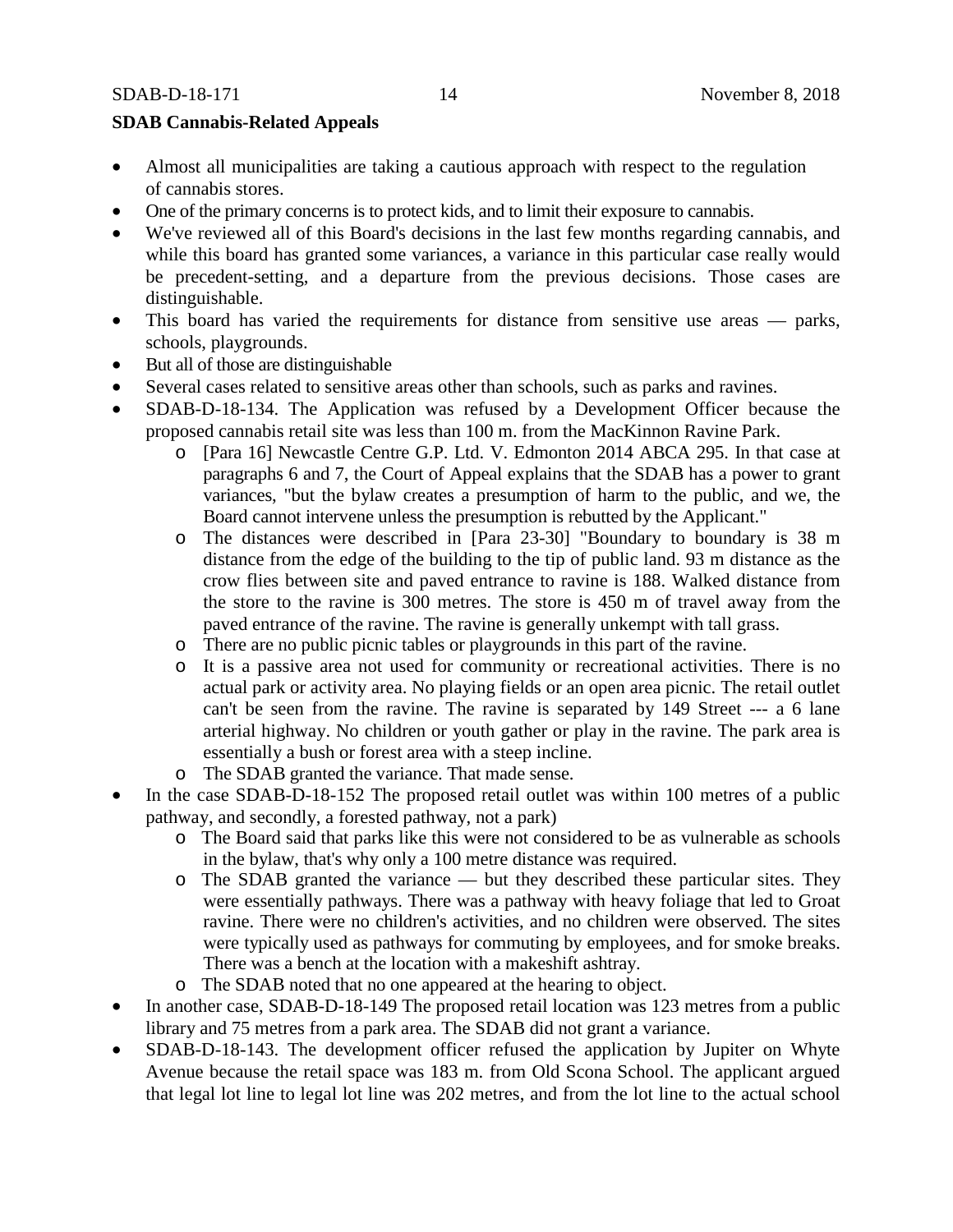**SDAB Cannabis-Related Appeals**

- Almost all municipalities are taking a cautious approach with respect to the regulation of cannabis stores.
- One of the primary concerns is to protect kids, and to limit their exposure to cannabis.
- We've reviewed all of this Board's decisions in the last few months regarding cannabis, and while this board has granted some variances, a variance in this particular case really would be precedent-setting, and a departure from the previous decisions. Those cases are distinguishable.
- This board has varied the requirements for distance from sensitive use areas — parks, schools, playgrounds.
- But all of those are distinguishable
- Several cases related to sensitive areas other than schools, such as parks and ravines.
- SDAB-D-18-134. The Application was refused by a Development Officer because the proposed cannabis retail site was less than 100 m. from the MacKinnon Ravine Park.
    - [Para 16] Newcastle Centre G.P. Ltd. V. Edmonton 2014 ABCA 295. In that case at paragraphs 6 and 7, the Court of Appeal explains that the SDAB has a power to grant variances, "but the bylaw creates a presumption of harm to the public, and we, the Board cannot intervene unless the presumption is rebutted by the Applicant."
    - The distances were described in [Para 23-30] "Boundary to boundary is 38 m distance from the edge of the building to the tip of public land. 93 m distance as the crow flies between site and paved entrance to ravine is 188. Walked distance from the store to the ravine is 300 metres. The store is 450 m of travel away from the paved entrance of the ravine. The ravine is generally unkempt with tall grass.
    - There are no public picnic tables or playgrounds in this part of the ravine.
    - It is a passive area not used for community or recreational activities. There is no actual park or activity area. No playing fields or an open area picnic. The retail outlet can't be seen from the ravine. The ravine is separated by 149 Street --- a 6 lane arterial highway. No children or youth gather or play in the ravine. The park area is essentially a bush or forest area with a steep incline.
    - The SDAB granted the variance. That made sense.
- In the case SDAB-D-18-152 The proposed retail outlet was within 100 metres of a public pathway, and secondly, a forested pathway, not a park)
    - The Board said that parks like this were not considered to be as vulnerable as schools in the bylaw, that's why only a 100 metre distance was required.
    - The SDAB granted the variance — but they described these particular sites. They were essentially pathways. There was a pathway with heavy foliage that led to Groat ravine. There were no children's activities, and no children were observed. The sites were typically used as pathways for commuting by employees, and for smoke breaks. There was a bench at the location with a makeshift ashtray.
    - The SDAB noted that no one appeared at the hearing to object.
- In another case, SDAB-D-18-149 The proposed retail location was 123 metres from a public library and 75 metres from a park area. The SDAB did not grant a variance.
- SDAB-D-18-143. The development officer refused the application by Jupiter on Whyte Avenue because the retail space was 183 m. from Old Scona School. The applicant argued that legal lot line to legal lot line was 202 metres, and from the lot line to the actual school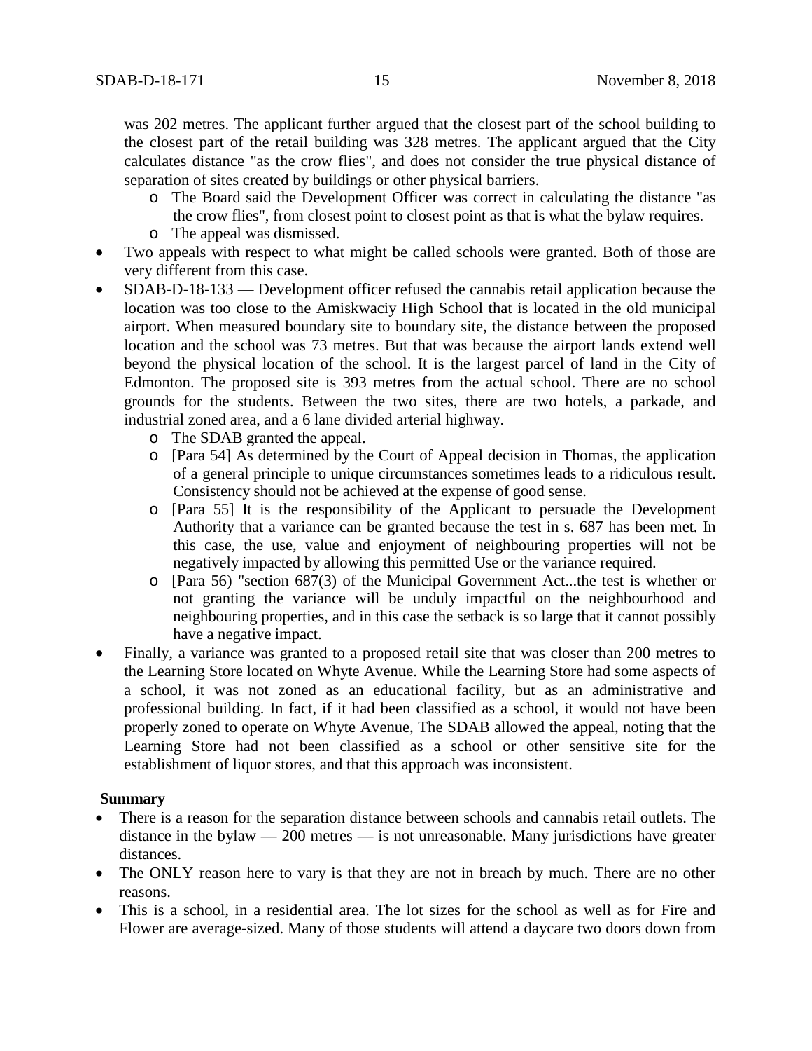was 202 metres. The applicant further argued that the closest part of the school building to the closest part of the retail building was 328 metres. The applicant argued that the City calculates distance "as the crow flies", and does not consider the true physical distance of separation of sites created by buildings or other physical barriers.

  - The Board said the Development Officer was correct in calculating the distance "as the crow flies", from closest point to closest point as that is what the bylaw requires.
  - The appeal was dismissed.

- Two appeals with respect to what might be called schools were granted. Both of those are very different from this case.
- SDAB-D-18-133 — Development officer refused the cannabis retail application because the location was too close to the Amiskwaciy High School that is located in the old municipal airport. When measured boundary site to boundary site, the distance between the proposed location and the school was 73 metres. But that was because the airport lands extend well beyond the physical location of the school. It is the largest parcel of land in the City of Edmonton. The proposed site is 393 metres from the actual school. There are no school grounds for the students. Between the two sites, there are two hotels, a parkade, and industrial zoned area, and a 6 lane divided arterial highway.
  - The SDAB granted the appeal.
  - [Para 54] As determined by the Court of Appeal decision in Thomas, the application of a general principle to unique circumstances sometimes leads to a ridiculous result. Consistency should not be achieved at the expense of good sense.
  - [Para 55] It is the responsibility of the Applicant to persuade the Development Authority that a variance can be granted because the test in s. 687 has been met. In this case, the use, value and enjoyment of neighbouring properties will not be negatively impacted by allowing this permitted Use or the variance required.
  - [Para 56) "section 687(3) of the Municipal Government Act...the test is whether or not granting the variance will be unduly impactful on the neighbourhood and neighbouring properties, and in this case the setback is so large that it cannot possibly have a negative impact.
- Finally, a variance was granted to a proposed retail site that was closer than 200 metres to the Learning Store located on Whyte Avenue. While the Learning Store had some aspects of a school, it was not zoned as an educational facility, but as an administrative and professional building. In fact, if it had been classified as a school, it would not have been properly zoned to operate on Whyte Avenue, The SDAB allowed the appeal, noting that the Learning Store had not been classified as a school or other sensitive site for the establishment of liquor stores, and that this approach was inconsistent.

**Summary**

- There is a reason for the separation distance between schools and cannabis retail outlets. The distance in the bylaw — 200 metres — is not unreasonable. Many jurisdictions have greater distances.
- The ONLY reason here to vary is that they are not in breach by much. There are no other reasons.
- This is a school, in a residential area. The lot sizes for the school as well as for Fire and Flower are average-sized. Many of those students will attend a daycare two doors down from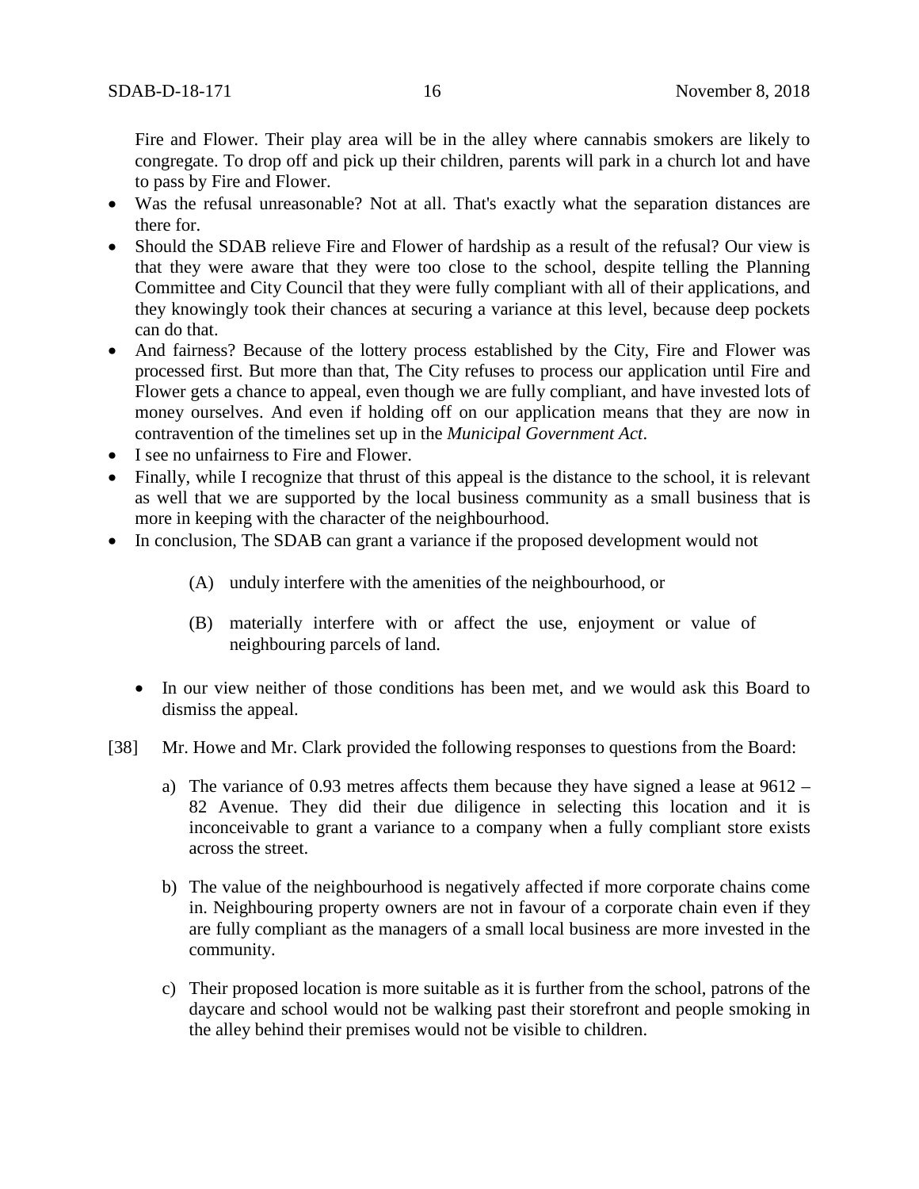Fire and Flower. Their play area will be in the alley where cannabis smokers are likely to congregate. To drop off and pick up their children, parents will park in a church lot and have to pass by Fire and Flower.

- Was the refusal unreasonable? Not at all. That's exactly what the separation distances are there for.
- Should the SDAB relieve Fire and Flower of hardship as a result of the refusal? Our view is that they were aware that they were too close to the school, despite telling the Planning Committee and City Council that they were fully compliant with all of their applications, and they knowingly took their chances at securing a variance at this level, because deep pockets can do that.
- And fairness? Because of the lottery process established by the City, Fire and Flower was processed first. But more than that, The City refuses to process our application until Fire and Flower gets a chance to appeal, even though we are fully compliant, and have invested lots of money ourselves. And even if holding off on our application means that they are now in contravention of the timelines set up in the *Municipal Government Act*.
- I see no unfairness to Fire and Flower.
- Finally, while I recognize that thrust of this appeal is the distance to the school, it is relevant as well that we are supported by the local business community as a small business that is more in keeping with the character of the neighbourhood.
- In conclusion, The SDAB can grant a variance if the proposed development would not

  (A) unduly interfere with the amenities of the neighbourhood, or

  (B) materially interfere with or affect the use, enjoyment or value of neighbouring parcels of land.

- In our view neither of those conditions has been met, and we would ask this Board to dismiss the appeal.

[38] Mr. Howe and Mr. Clark provided the following responses to questions from the Board:

a) The variance of 0.93 metres affects them because they have signed a lease at 9612 – 82 Avenue. They did their due diligence in selecting this location and it is inconceivable to grant a variance to a company when a fully compliant store exists across the street.

b) The value of the neighbourhood is negatively affected if more corporate chains come in. Neighbouring property owners are not in favour of a corporate chain even if they are fully compliant as the managers of a small local business are more invested in the community.

c) Their proposed location is more suitable as it is further from the school, patrons of the daycare and school would not be walking past their storefront and people smoking in the alley behind their premises would not be visible to children.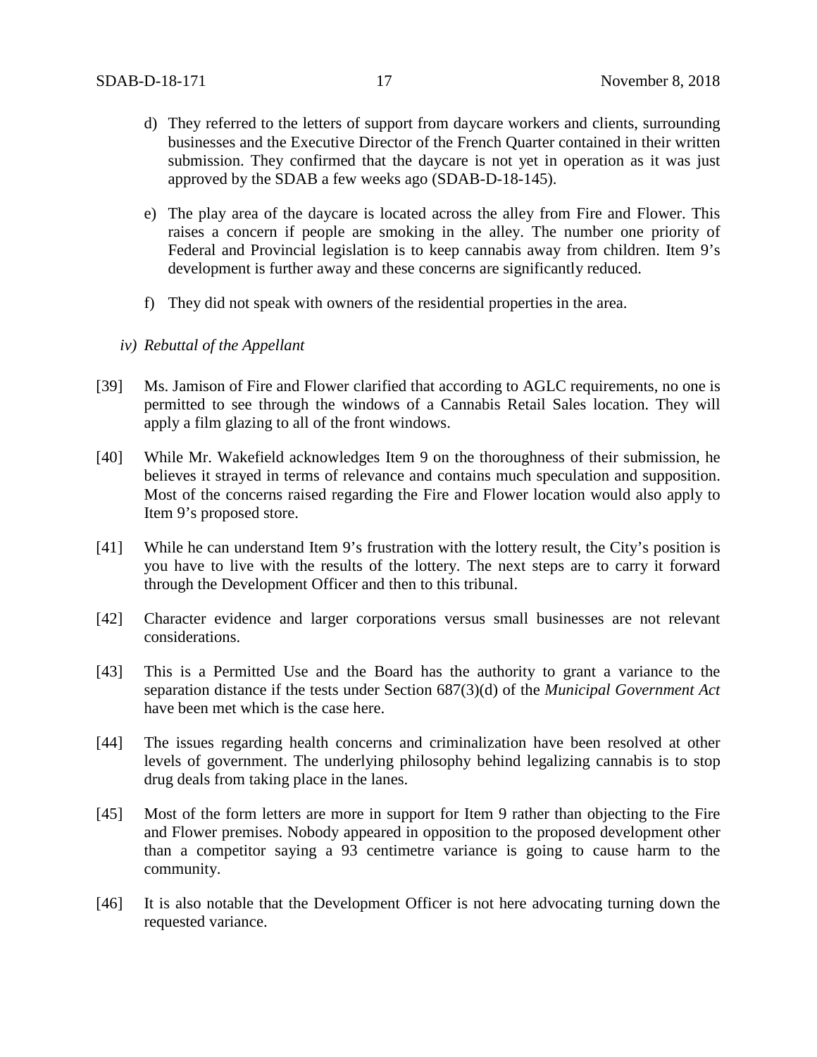d) They referred to the letters of support from daycare workers and clients, surrounding businesses and the Executive Director of the French Quarter contained in their written submission. They confirmed that the daycare is not yet in operation as it was just approved by the SDAB a few weeks ago (SDAB-D-18-145).

e) The play area of the daycare is located across the alley from Fire and Flower. This raises a concern if people are smoking in the alley. The number one priority of Federal and Provincial legislation is to keep cannabis away from children. Item 9's development is further away and these concerns are significantly reduced.

f) They did not speak with owners of the residential properties in the area.

*iv) Rebuttal of the Appellant*

[39] Ms. Jamison of Fire and Flower clarified that according to AGLC requirements, no one is permitted to see through the windows of a Cannabis Retail Sales location. They will apply a film glazing to all of the front windows.

[40] While Mr. Wakefield acknowledges Item 9 on the thoroughness of their submission, he believes it strayed in terms of relevance and contains much speculation and supposition. Most of the concerns raised regarding the Fire and Flower location would also apply to Item 9's proposed store.

[41] While he can understand Item 9's frustration with the lottery result, the City's position is you have to live with the results of the lottery. The next steps are to carry it forward through the Development Officer and then to this tribunal.

[42] Character evidence and larger corporations versus small businesses are not relevant considerations.

[43] This is a Permitted Use and the Board has the authority to grant a variance to the separation distance if the tests under Section 687(3)(d) of the *Municipal Government Act* have been met which is the case here.

[44] The issues regarding health concerns and criminalization have been resolved at other levels of government. The underlying philosophy behind legalizing cannabis is to stop drug deals from taking place in the lanes.

[45] Most of the form letters are more in support for Item 9 rather than objecting to the Fire and Flower premises. Nobody appeared in opposition to the proposed development other than a competitor saying a 93 centimetre variance is going to cause harm to the community.

[46] It is also notable that the Development Officer is not here advocating turning down the requested variance.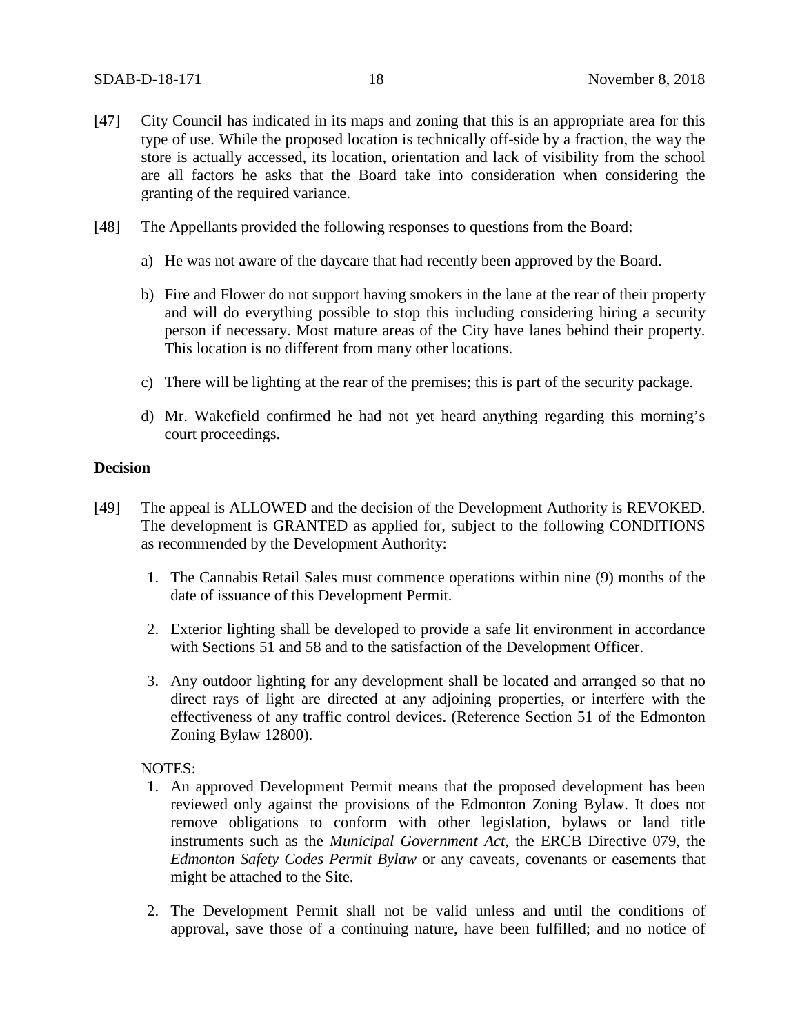[47] City Council has indicated in its maps and zoning that this is an appropriate area for this type of use. While the proposed location is technically off-side by a fraction, the way the store is actually accessed, its location, orientation and lack of visibility from the school are all factors he asks that the Board take into consideration when considering the granting of the required variance.

[48] The Appellants provided the following responses to questions from the Board:

a) He was not aware of the daycare that had recently been approved by the Board.

b) Fire and Flower do not support having smokers in the lane at the rear of their property and will do everything possible to stop this including considering hiring a security person if necessary. Most mature areas of the City have lanes behind their property. This location is no different from many other locations.

c) There will be lighting at the rear of the premises; this is part of the security package.

d) Mr. Wakefield confirmed he had not yet heard anything regarding this morning's court proceedings.

**Decision**

[49] The appeal is ALLOWED and the decision of the Development Authority is REVOKED. The development is GRANTED as applied for, subject to the following CONDITIONS as recommended by the Development Authority:

1. The Cannabis Retail Sales must commence operations within nine (9) months of the date of issuance of this Development Permit.

2. Exterior lighting shall be developed to provide a safe lit environment in accordance with Sections 51 and 58 and to the satisfaction of the Development Officer.

3. Any outdoor lighting for any development shall be located and arranged so that no direct rays of light are directed at any adjoining properties, or interfere with the effectiveness of any traffic control devices. (Reference Section 51 of the Edmonton Zoning Bylaw 12800).

NOTES:

1. An approved Development Permit means that the proposed development has been reviewed only against the provisions of the Edmonton Zoning Bylaw. It does not remove obligations to conform with other legislation, bylaws or land title instruments such as the *Municipal Government Act*, the ERCB Directive 079, the *Edmonton Safety Codes Permit Bylaw* or any caveats, covenants or easements that might be attached to the Site.

2. The Development Permit shall not be valid unless and until the conditions of approval, save those of a continuing nature, have been fulfilled; and no notice of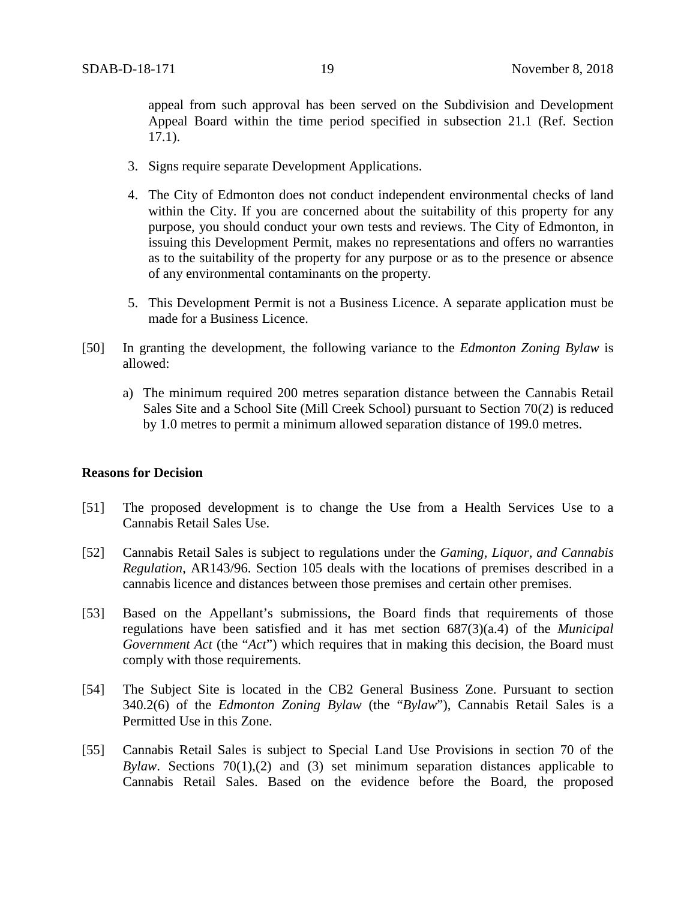appeal from such approval has been served on the Subdivision and Development Appeal Board within the time period specified in subsection 21.1 (Ref. Section 17.1).

3. Signs require separate Development Applications.

4. The City of Edmonton does not conduct independent environmental checks of land within the City. If you are concerned about the suitability of this property for any purpose, you should conduct your own tests and reviews. The City of Edmonton, in issuing this Development Permit, makes no representations and offers no warranties as to the suitability of the property for any purpose or as to the presence or absence of any environmental contaminants on the property.

5. This Development Permit is not a Business Licence. A separate application must be made for a Business Licence.

[50] In granting the development, the following variance to the *Edmonton Zoning Bylaw* is allowed:

a) The minimum required 200 metres separation distance between the Cannabis Retail Sales Site and a School Site (Mill Creek School) pursuant to Section 70(2) is reduced by 1.0 metres to permit a minimum allowed separation distance of 199.0 metres.

**Reasons for Decision**

[51] The proposed development is to change the Use from a Health Services Use to a Cannabis Retail Sales Use.

[52] Cannabis Retail Sales is subject to regulations under the *Gaming, Liquor, and Cannabis Regulation*, AR143/96. Section 105 deals with the locations of premises described in a cannabis licence and distances between those premises and certain other premises.

[53] Based on the Appellant's submissions, the Board finds that requirements of those regulations have been satisfied and it has met section 687(3)(a.4) of the *Municipal Government Act* (the "*Act*") which requires that in making this decision, the Board must comply with those requirements.

[54] The Subject Site is located in the CB2 General Business Zone. Pursuant to section 340.2(6) of the *Edmonton Zoning Bylaw* (the "*Bylaw*"), Cannabis Retail Sales is a Permitted Use in this Zone.

[55] Cannabis Retail Sales is subject to Special Land Use Provisions in section 70 of the *Bylaw*. Sections 70(1),(2) and (3) set minimum separation distances applicable to Cannabis Retail Sales. Based on the evidence before the Board, the proposed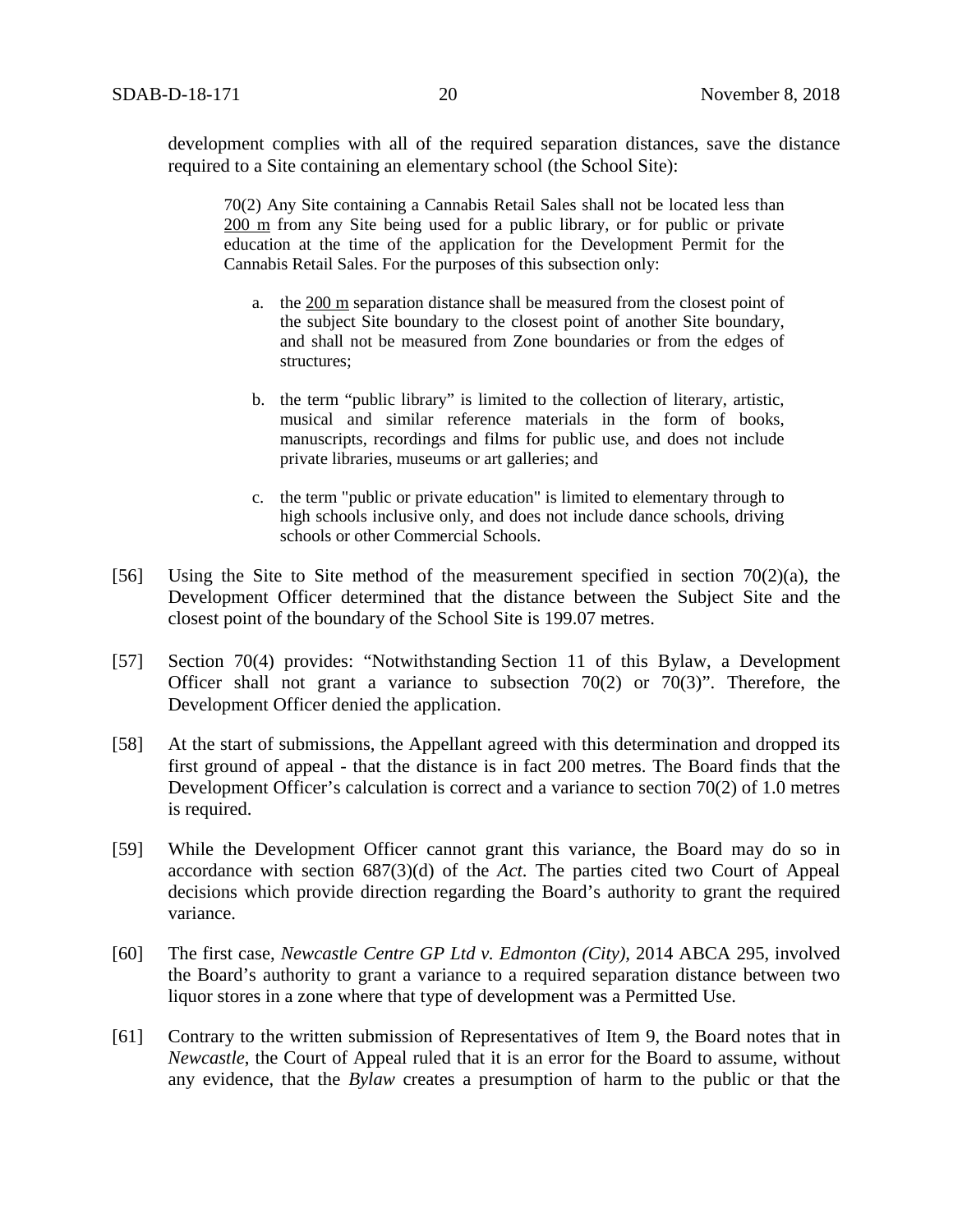development complies with all of the required separation distances, save the distance required to a Site containing an elementary school (the School Site):

> 70(2) Any Site containing a Cannabis Retail Sales shall not be located less than 200 m from any Site being used for a public library, or for public or private education at the time of the application for the Development Permit for the Cannabis Retail Sales. For the purposes of this subsection only:
>
> a. the 200 m separation distance shall be measured from the closest point of the subject Site boundary to the closest point of another Site boundary, and shall not be measured from Zone boundaries or from the edges of structures;
>
> b. the term "public library" is limited to the collection of literary, artistic, musical and similar reference materials in the form of books, manuscripts, recordings and films for public use, and does not include private libraries, museums or art galleries; and
>
> c. the term "public or private education" is limited to elementary through to high schools inclusive only, and does not include dance schools, driving schools or other Commercial Schools.

[56] Using the Site to Site method of the measurement specified in section 70(2)(a), the Development Officer determined that the distance between the Subject Site and the closest point of the boundary of the School Site is 199.07 metres.

[57] Section 70(4) provides: "Notwithstanding Section 11 of this Bylaw, a Development Officer shall not grant a variance to subsection 70(2) or 70(3)". Therefore, the Development Officer denied the application.

[58] At the start of submissions, the Appellant agreed with this determination and dropped its first ground of appeal - that the distance is in fact 200 metres. The Board finds that the Development Officer's calculation is correct and a variance to section 70(2) of 1.0 metres is required.

[59] While the Development Officer cannot grant this variance, the Board may do so in accordance with section 687(3)(d) of the *Act*. The parties cited two Court of Appeal decisions which provide direction regarding the Board's authority to grant the required variance.

[60] The first case, *Newcastle Centre GP Ltd v. Edmonton (City),* 2014 ABCA 295, involved the Board's authority to grant a variance to a required separation distance between two liquor stores in a zone where that type of development was a Permitted Use.

[61] Contrary to the written submission of Representatives of Item 9, the Board notes that in *Newcastle*, the Court of Appeal ruled that it is an error for the Board to assume, without any evidence, that the *Bylaw* creates a presumption of harm to the public or that the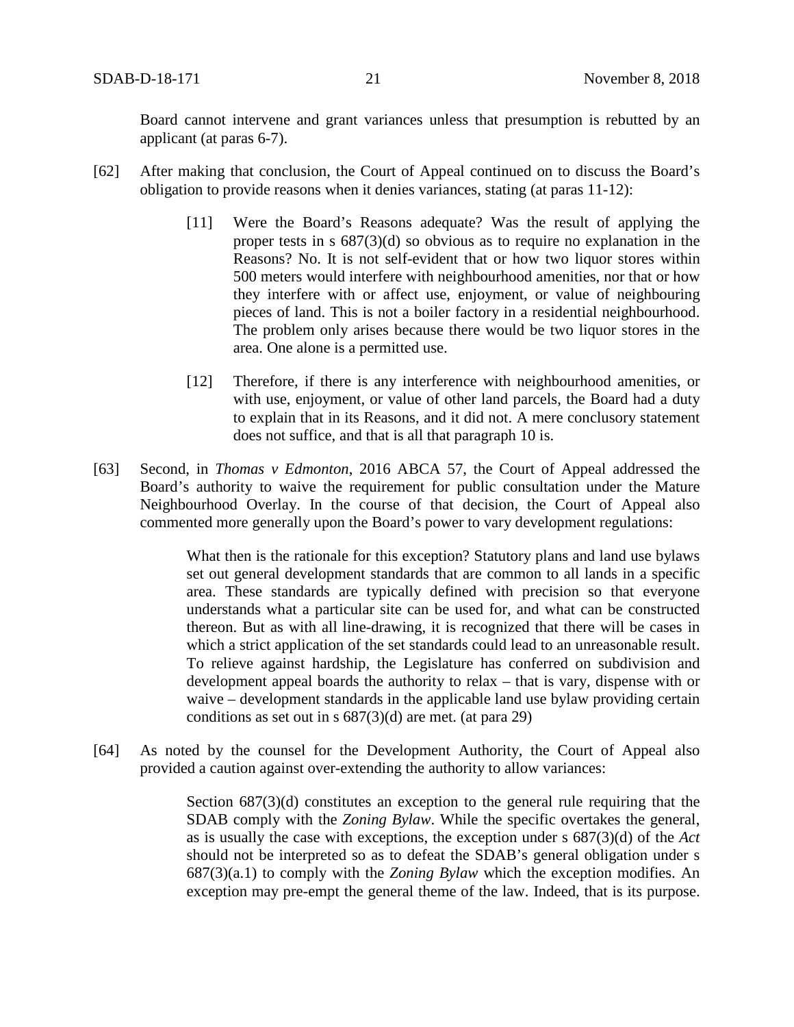Board cannot intervene and grant variances unless that presumption is rebutted by an applicant (at paras 6-7).

[62] After making that conclusion, the Court of Appeal continued on to discuss the Board's obligation to provide reasons when it denies variances, stating (at paras 11-12):

> [11] Were the Board's Reasons adequate? Was the result of applying the proper tests in s 687(3)(d) so obvious as to require no explanation in the Reasons? No. It is not self-evident that or how two liquor stores within 500 meters would interfere with neighbourhood amenities, nor that or how they interfere with or affect use, enjoyment, or value of neighbouring pieces of land. This is not a boiler factory in a residential neighbourhood. The problem only arises because there would be two liquor stores in the area. One alone is a permitted use.
>
> [12] Therefore, if there is any interference with neighbourhood amenities, or with use, enjoyment, or value of other land parcels, the Board had a duty to explain that in its Reasons, and it did not. A mere conclusory statement does not suffice, and that is all that paragraph 10 is.

[63] Second, in *Thomas v Edmonton*, 2016 ABCA 57, the Court of Appeal addressed the Board's authority to waive the requirement for public consultation under the Mature Neighbourhood Overlay. In the course of that decision, the Court of Appeal also commented more generally upon the Board's power to vary development regulations:

> What then is the rationale for this exception? Statutory plans and land use bylaws set out general development standards that are common to all lands in a specific area. These standards are typically defined with precision so that everyone understands what a particular site can be used for, and what can be constructed thereon. But as with all line-drawing, it is recognized that there will be cases in which a strict application of the set standards could lead to an unreasonable result. To relieve against hardship, the Legislature has conferred on subdivision and development appeal boards the authority to relax – that is vary, dispense with or waive – development standards in the applicable land use bylaw providing certain conditions as set out in s 687(3)(d) are met. (at para 29)

[64] As noted by the counsel for the Development Authority, the Court of Appeal also provided a caution against over-extending the authority to allow variances:

> Section 687(3)(d) constitutes an exception to the general rule requiring that the SDAB comply with the *Zoning Bylaw*. While the specific overtakes the general, as is usually the case with exceptions, the exception under s 687(3)(d) of the *Act* should not be interpreted so as to defeat the SDAB's general obligation under s 687(3)(a.1) to comply with the *Zoning Bylaw* which the exception modifies. An exception may pre-empt the general theme of the law. Indeed, that is its purpose.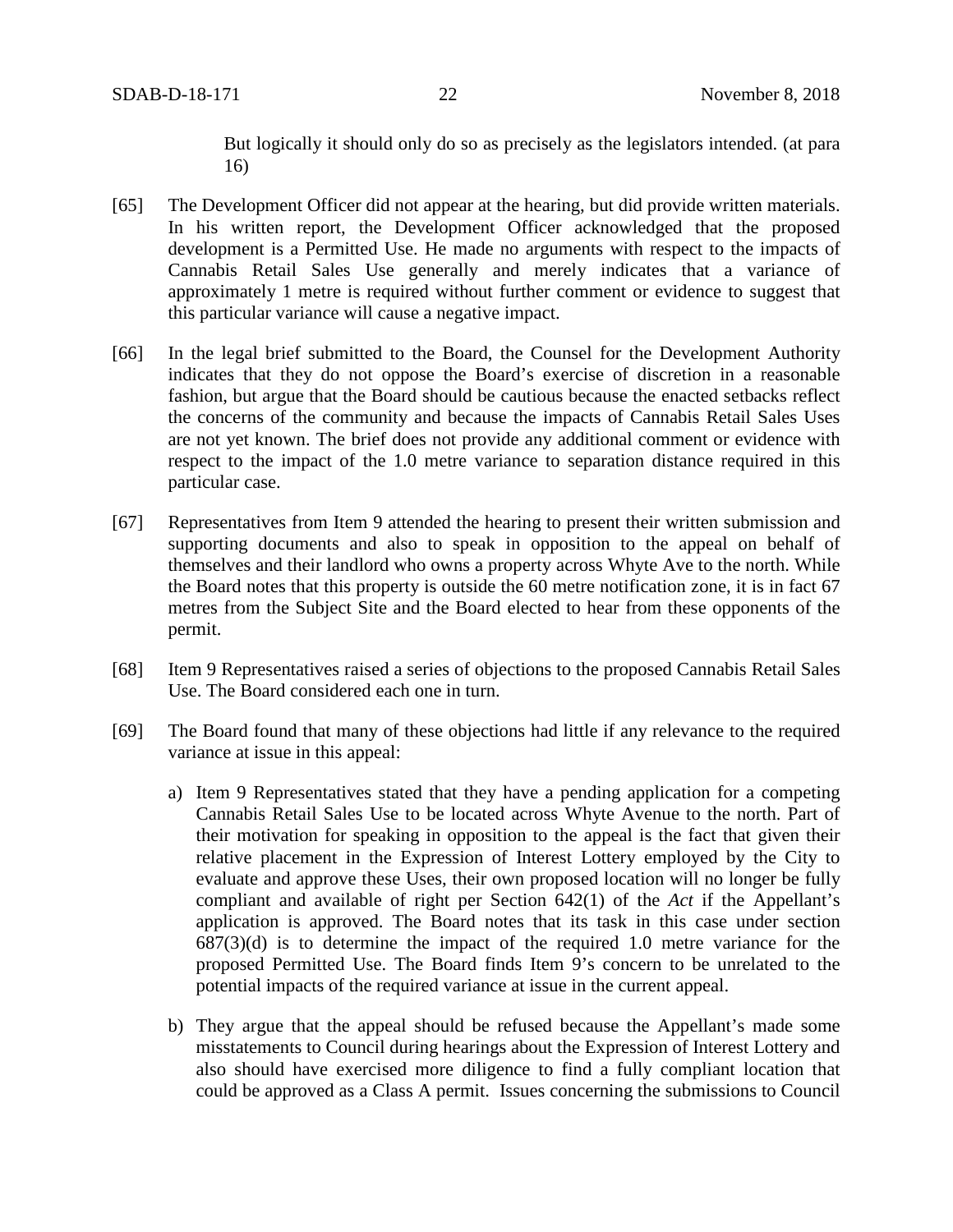> But logically it should only do so as precisely as the legislators intended. (at para 16)

[65] The Development Officer did not appear at the hearing, but did provide written materials. In his written report, the Development Officer acknowledged that the proposed development is a Permitted Use. He made no arguments with respect to the impacts of Cannabis Retail Sales Use generally and merely indicates that a variance of approximately 1 metre is required without further comment or evidence to suggest that this particular variance will cause a negative impact.

[66] In the legal brief submitted to the Board, the Counsel for the Development Authority indicates that they do not oppose the Board's exercise of discretion in a reasonable fashion, but argue that the Board should be cautious because the enacted setbacks reflect the concerns of the community and because the impacts of Cannabis Retail Sales Uses are not yet known. The brief does not provide any additional comment or evidence with respect to the impact of the 1.0 metre variance to separation distance required in this particular case.

[67] Representatives from Item 9 attended the hearing to present their written submission and supporting documents and also to speak in opposition to the appeal on behalf of themselves and their landlord who owns a property across Whyte Ave to the north. While the Board notes that this property is outside the 60 metre notification zone, it is in fact 67 metres from the Subject Site and the Board elected to hear from these opponents of the permit.

[68] Item 9 Representatives raised a series of objections to the proposed Cannabis Retail Sales Use. The Board considered each one in turn.

[69] The Board found that many of these objections had little if any relevance to the required variance at issue in this appeal:

a) Item 9 Representatives stated that they have a pending application for a competing Cannabis Retail Sales Use to be located across Whyte Avenue to the north. Part of their motivation for speaking in opposition to the appeal is the fact that given their relative placement in the Expression of Interest Lottery employed by the City to evaluate and approve these Uses, their own proposed location will no longer be fully compliant and available of right per Section 642(1) of the *Act* if the Appellant's application is approved. The Board notes that its task in this case under section 687(3)(d) is to determine the impact of the required 1.0 metre variance for the proposed Permitted Use. The Board finds Item 9's concern to be unrelated to the potential impacts of the required variance at issue in the current appeal.

b) They argue that the appeal should be refused because the Appellant's made some misstatements to Council during hearings about the Expression of Interest Lottery and also should have exercised more diligence to find a fully compliant location that could be approved as a Class A permit. Issues concerning the submissions to Council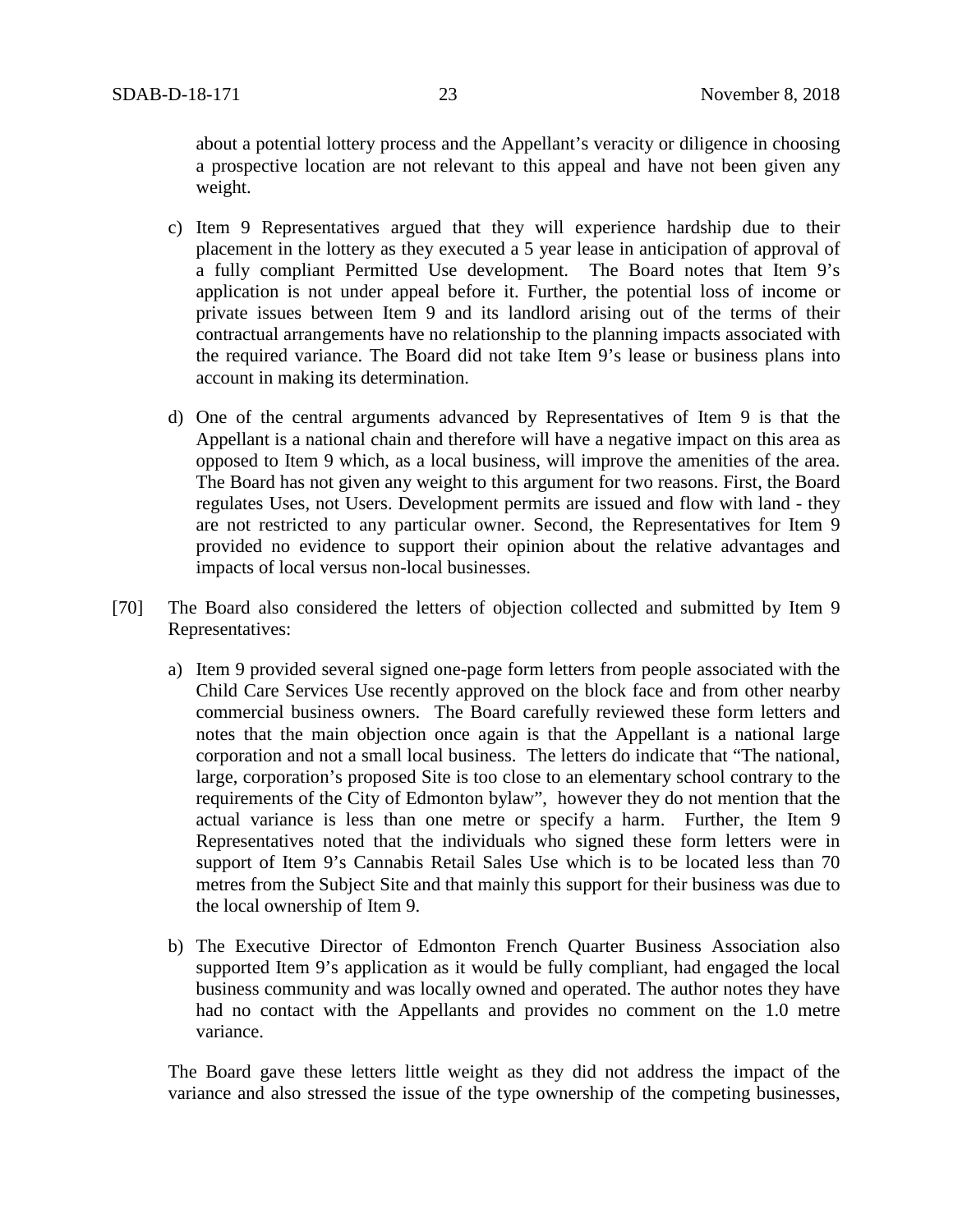about a potential lottery process and the Appellant's veracity or diligence in choosing a prospective location are not relevant to this appeal and have not been given any weight.

c) Item 9 Representatives argued that they will experience hardship due to their placement in the lottery as they executed a 5 year lease in anticipation of approval of a fully compliant Permitted Use development. The Board notes that Item 9's application is not under appeal before it. Further, the potential loss of income or private issues between Item 9 and its landlord arising out of the terms of their contractual arrangements have no relationship to the planning impacts associated with the required variance. The Board did not take Item 9's lease or business plans into account in making its determination.

d) One of the central arguments advanced by Representatives of Item 9 is that the Appellant is a national chain and therefore will have a negative impact on this area as opposed to Item 9 which, as a local business, will improve the amenities of the area. The Board has not given any weight to this argument for two reasons. First, the Board regulates Uses, not Users. Development permits are issued and flow with land - they are not restricted to any particular owner. Second, the Representatives for Item 9 provided no evidence to support their opinion about the relative advantages and impacts of local versus non-local businesses.

[70] The Board also considered the letters of objection collected and submitted by Item 9 Representatives:

a) Item 9 provided several signed one-page form letters from people associated with the Child Care Services Use recently approved on the block face and from other nearby commercial business owners. The Board carefully reviewed these form letters and notes that the main objection once again is that the Appellant is a national large corporation and not a small local business. The letters do indicate that "The national, large, corporation's proposed Site is too close to an elementary school contrary to the requirements of the City of Edmonton bylaw", however they do not mention that the actual variance is less than one metre or specify a harm. Further, the Item 9 Representatives noted that the individuals who signed these form letters were in support of Item 9's Cannabis Retail Sales Use which is to be located less than 70 metres from the Subject Site and that mainly this support for their business was due to the local ownership of Item 9.

b) The Executive Director of Edmonton French Quarter Business Association also supported Item 9's application as it would be fully compliant, had engaged the local business community and was locally owned and operated. The author notes they have had no contact with the Appellants and provides no comment on the 1.0 metre variance.

The Board gave these letters little weight as they did not address the impact of the variance and also stressed the issue of the type ownership of the competing businesses,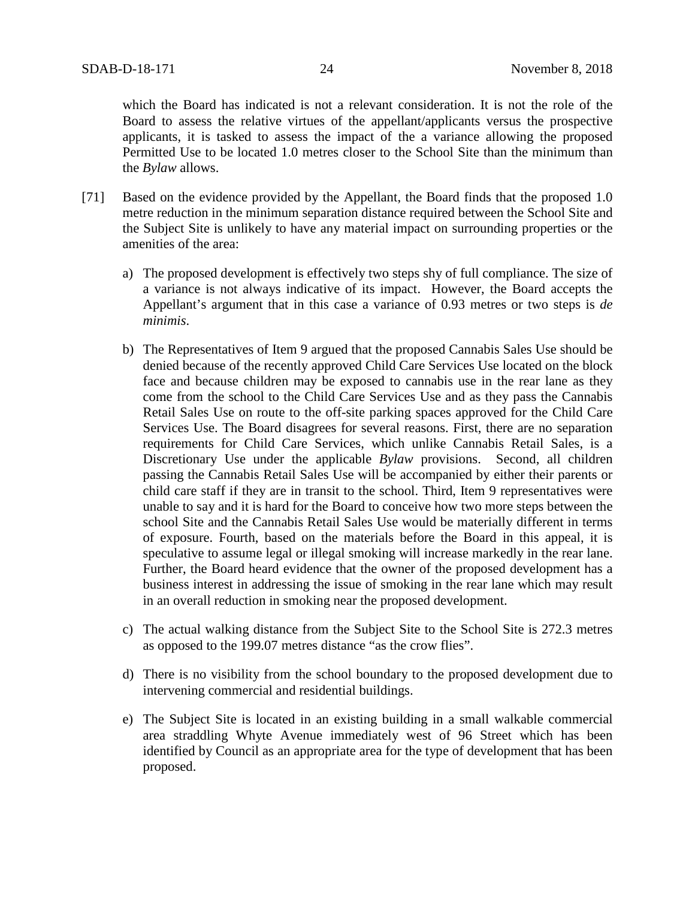which the Board has indicated is not a relevant consideration. It is not the role of the Board to assess the relative virtues of the appellant/applicants versus the prospective applicants, it is tasked to assess the impact of the a variance allowing the proposed Permitted Use to be located 1.0 metres closer to the School Site than the minimum than the *Bylaw* allows.

[71] Based on the evidence provided by the Appellant, the Board finds that the proposed 1.0 metre reduction in the minimum separation distance required between the School Site and the Subject Site is unlikely to have any material impact on surrounding properties or the amenities of the area:

a) The proposed development is effectively two steps shy of full compliance. The size of a variance is not always indicative of its impact. However, the Board accepts the Appellant's argument that in this case a variance of 0.93 metres or two steps is *de minimis*.

b) The Representatives of Item 9 argued that the proposed Cannabis Sales Use should be denied because of the recently approved Child Care Services Use located on the block face and because children may be exposed to cannabis use in the rear lane as they come from the school to the Child Care Services Use and as they pass the Cannabis Retail Sales Use on route to the off-site parking spaces approved for the Child Care Services Use. The Board disagrees for several reasons. First, there are no separation requirements for Child Care Services, which unlike Cannabis Retail Sales, is a Discretionary Use under the applicable *Bylaw* provisions. Second, all children passing the Cannabis Retail Sales Use will be accompanied by either their parents or child care staff if they are in transit to the school. Third, Item 9 representatives were unable to say and it is hard for the Board to conceive how two more steps between the school Site and the Cannabis Retail Sales Use would be materially different in terms of exposure. Fourth, based on the materials before the Board in this appeal, it is speculative to assume legal or illegal smoking will increase markedly in the rear lane. Further, the Board heard evidence that the owner of the proposed development has a business interest in addressing the issue of smoking in the rear lane which may result in an overall reduction in smoking near the proposed development.

c) The actual walking distance from the Subject Site to the School Site is 272.3 metres as opposed to the 199.07 metres distance "as the crow flies".

d) There is no visibility from the school boundary to the proposed development due to intervening commercial and residential buildings.

e) The Subject Site is located in an existing building in a small walkable commercial area straddling Whyte Avenue immediately west of 96 Street which has been identified by Council as an appropriate area for the type of development that has been proposed.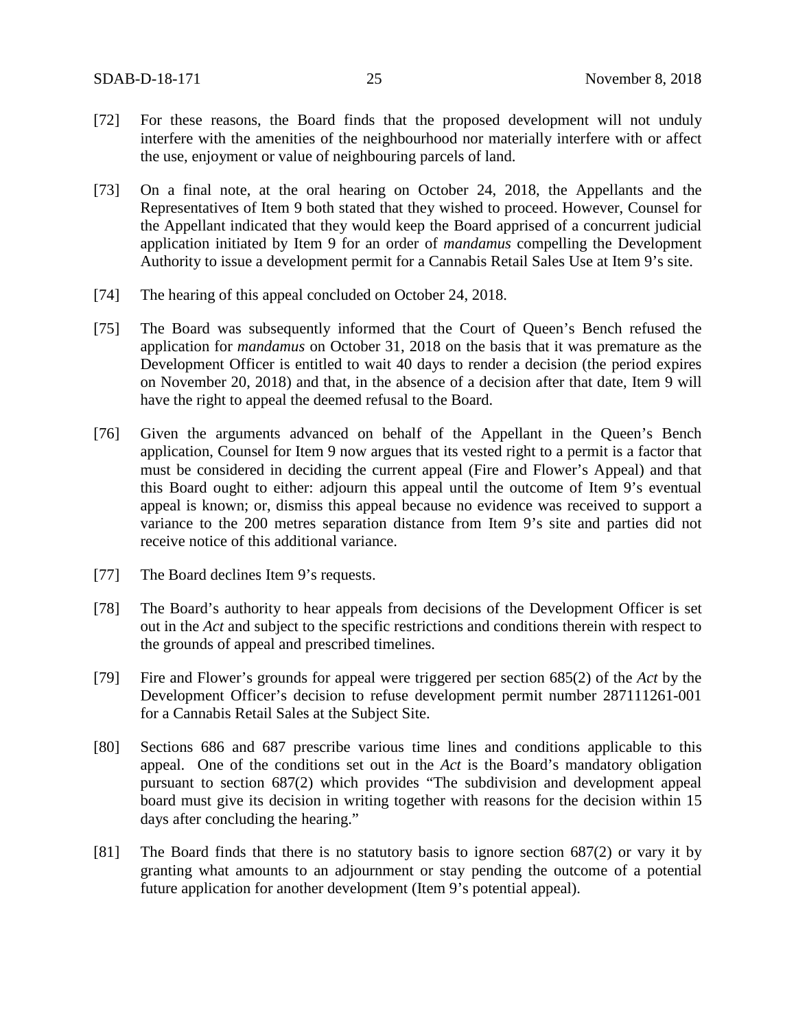[72] For these reasons, the Board finds that the proposed development will not unduly interfere with the amenities of the neighbourhood nor materially interfere with or affect the use, enjoyment or value of neighbouring parcels of land.

[73] On a final note, at the oral hearing on October 24, 2018, the Appellants and the Representatives of Item 9 both stated that they wished to proceed. However, Counsel for the Appellant indicated that they would keep the Board apprised of a concurrent judicial application initiated by Item 9 for an order of *mandamus* compelling the Development Authority to issue a development permit for a Cannabis Retail Sales Use at Item 9's site.

[74] The hearing of this appeal concluded on October 24, 2018.

[75] The Board was subsequently informed that the Court of Queen's Bench refused the application for *mandamus* on October 31, 2018 on the basis that it was premature as the Development Officer is entitled to wait 40 days to render a decision (the period expires on November 20, 2018) and that, in the absence of a decision after that date, Item 9 will have the right to appeal the deemed refusal to the Board.

[76] Given the arguments advanced on behalf of the Appellant in the Queen's Bench application, Counsel for Item 9 now argues that its vested right to a permit is a factor that must be considered in deciding the current appeal (Fire and Flower's Appeal) and that this Board ought to either: adjourn this appeal until the outcome of Item 9's eventual appeal is known; or, dismiss this appeal because no evidence was received to support a variance to the 200 metres separation distance from Item 9's site and parties did not receive notice of this additional variance.

[77] The Board declines Item 9's requests.

[78] The Board's authority to hear appeals from decisions of the Development Officer is set out in the *Act* and subject to the specific restrictions and conditions therein with respect to the grounds of appeal and prescribed timelines.

[79] Fire and Flower's grounds for appeal were triggered per section 685(2) of the *Act* by the Development Officer's decision to refuse development permit number 287111261-001 for a Cannabis Retail Sales at the Subject Site.

[80] Sections 686 and 687 prescribe various time lines and conditions applicable to this appeal. One of the conditions set out in the *Act* is the Board's mandatory obligation pursuant to section 687(2) which provides "The subdivision and development appeal board must give its decision in writing together with reasons for the decision within 15 days after concluding the hearing."

[81] The Board finds that there is no statutory basis to ignore section 687(2) or vary it by granting what amounts to an adjournment or stay pending the outcome of a potential future application for another development (Item 9's potential appeal).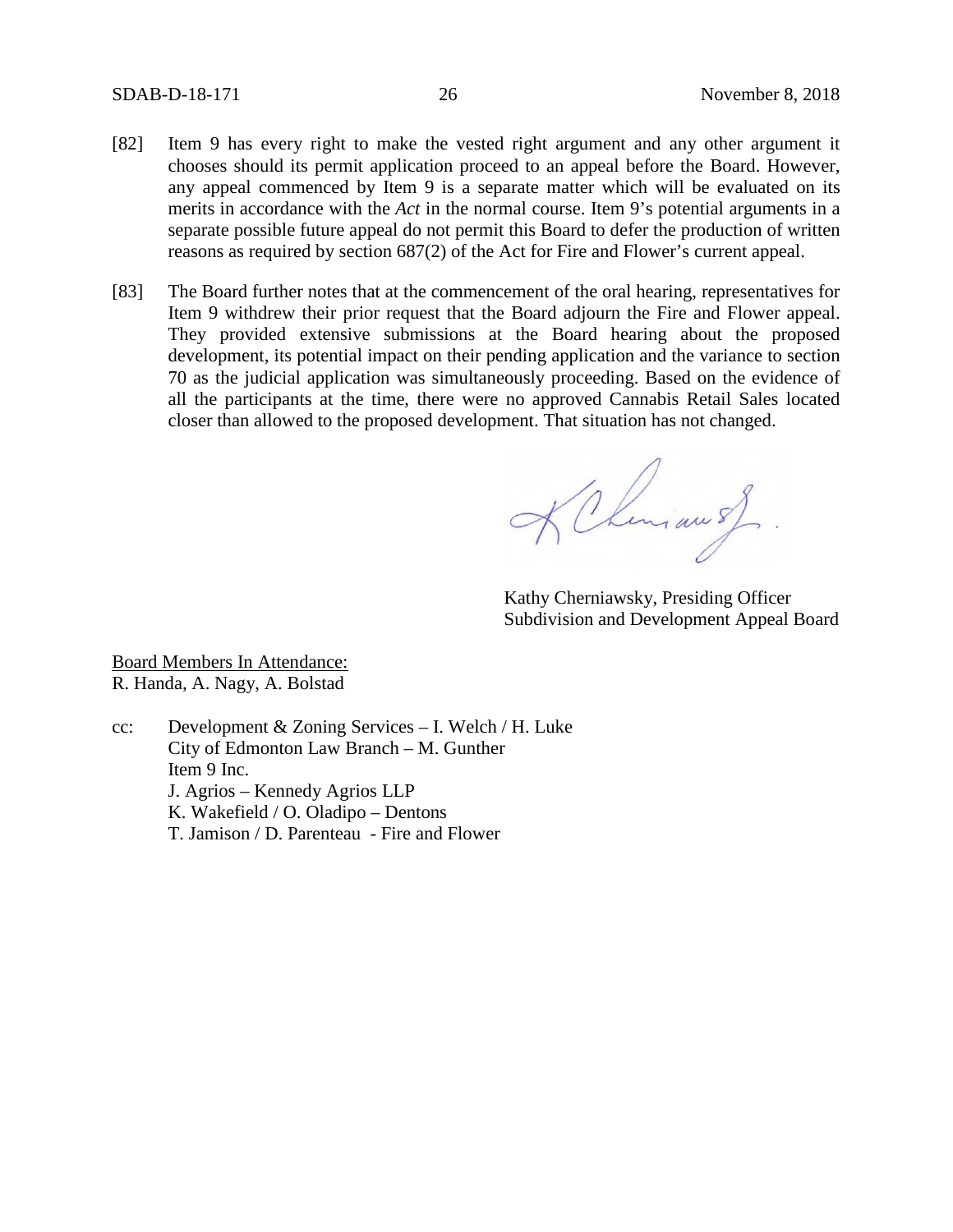[82] Item 9 has every right to make the vested right argument and any other argument it chooses should its permit application proceed to an appeal before the Board. However, any appeal commenced by Item 9 is a separate matter which will be evaluated on its merits in accordance with the *Act* in the normal course. Item 9's potential arguments in a separate possible future appeal do not permit this Board to defer the production of written reasons as required by section 687(2) of the Act for Fire and Flower's current appeal.

[83] The Board further notes that at the commencement of the oral hearing, representatives for Item 9 withdrew their prior request that the Board adjourn the Fire and Flower appeal. They provided extensive submissions at the Board hearing about the proposed development, its potential impact on their pending application and the variance to section 70 as the judicial application was simultaneously proceeding. Based on the evidence of all the participants at the time, there were no approved Cannabis Retail Sales located closer than allowed to the proposed development. That situation has not changed.

Kathy Cherniawsky, Presiding Officer
Subdivision and Development Appeal Board

Board Members In Attendance:
R. Handa, A. Nagy, A. Bolstad

cc: Development & Zoning Services – I. Welch / H. Luke
City of Edmonton Law Branch – M. Gunther
Item 9 Inc.
J. Agrios – Kennedy Agrios LLP
K. Wakefield / O. Oladipo – Dentons
T. Jamison / D. Parenteau - Fire and Flower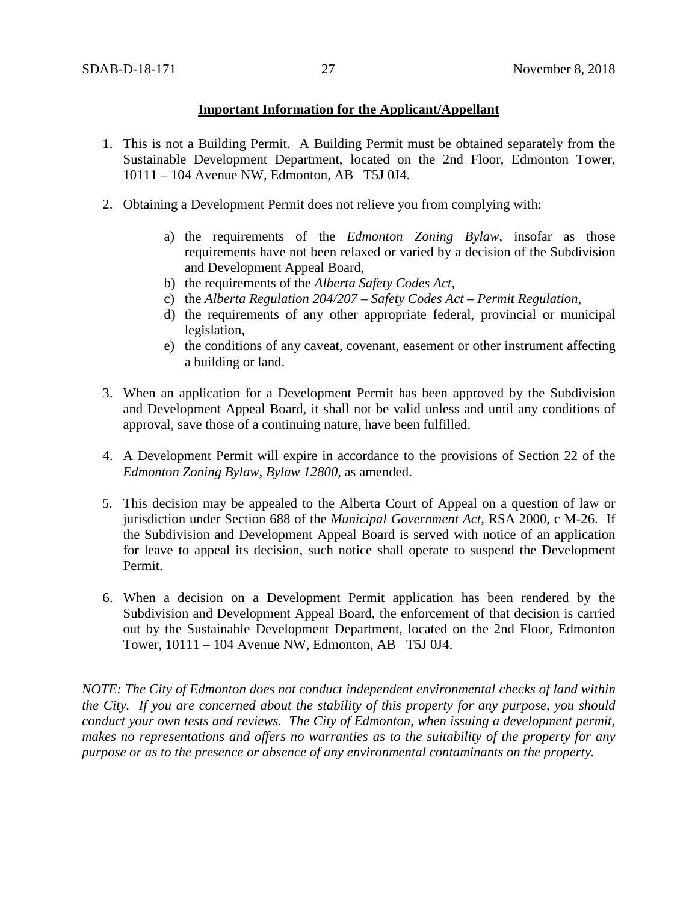**Important Information for the Applicant/Appellant**

1. This is not a Building Permit. A Building Permit must be obtained separately from the Sustainable Development Department, located on the 2nd Floor, Edmonton Tower, 10111 – 104 Avenue NW, Edmonton, AB T5J 0J4.

2. Obtaining a Development Permit does not relieve you from complying with:

    a) the requirements of the *Edmonton Zoning Bylaw*, insofar as those requirements have not been relaxed or varied by a decision of the Subdivision and Development Appeal Board,
    b) the requirements of the *Alberta Safety Codes Act*,
    c) the *Alberta Regulation 204/207 – Safety Codes Act – Permit Regulation*,
    d) the requirements of any other appropriate federal, provincial or municipal legislation,
    e) the conditions of any caveat, covenant, easement or other instrument affecting a building or land.

3. When an application for a Development Permit has been approved by the Subdivision and Development Appeal Board, it shall not be valid unless and until any conditions of approval, save those of a continuing nature, have been fulfilled.

4. A Development Permit will expire in accordance to the provisions of Section 22 of the *Edmonton Zoning Bylaw, Bylaw 12800*, as amended.

5. This decision may be appealed to the Alberta Court of Appeal on a question of law or jurisdiction under Section 688 of the *Municipal Government Act*, RSA 2000, c M-26. If the Subdivision and Development Appeal Board is served with notice of an application for leave to appeal its decision, such notice shall operate to suspend the Development Permit.

6. When a decision on a Development Permit application has been rendered by the Subdivision and Development Appeal Board, the enforcement of that decision is carried out by the Sustainable Development Department, located on the 2nd Floor, Edmonton Tower, 10111 – 104 Avenue NW, Edmonton, AB T5J 0J4.

*NOTE: The City of Edmonton does not conduct independent environmental checks of land within the City. If you are concerned about the stability of this property for any purpose, you should conduct your own tests and reviews. The City of Edmonton, when issuing a development permit, makes no representations and offers no warranties as to the suitability of the property for any purpose or as to the presence or absence of any environmental contaminants on the property.*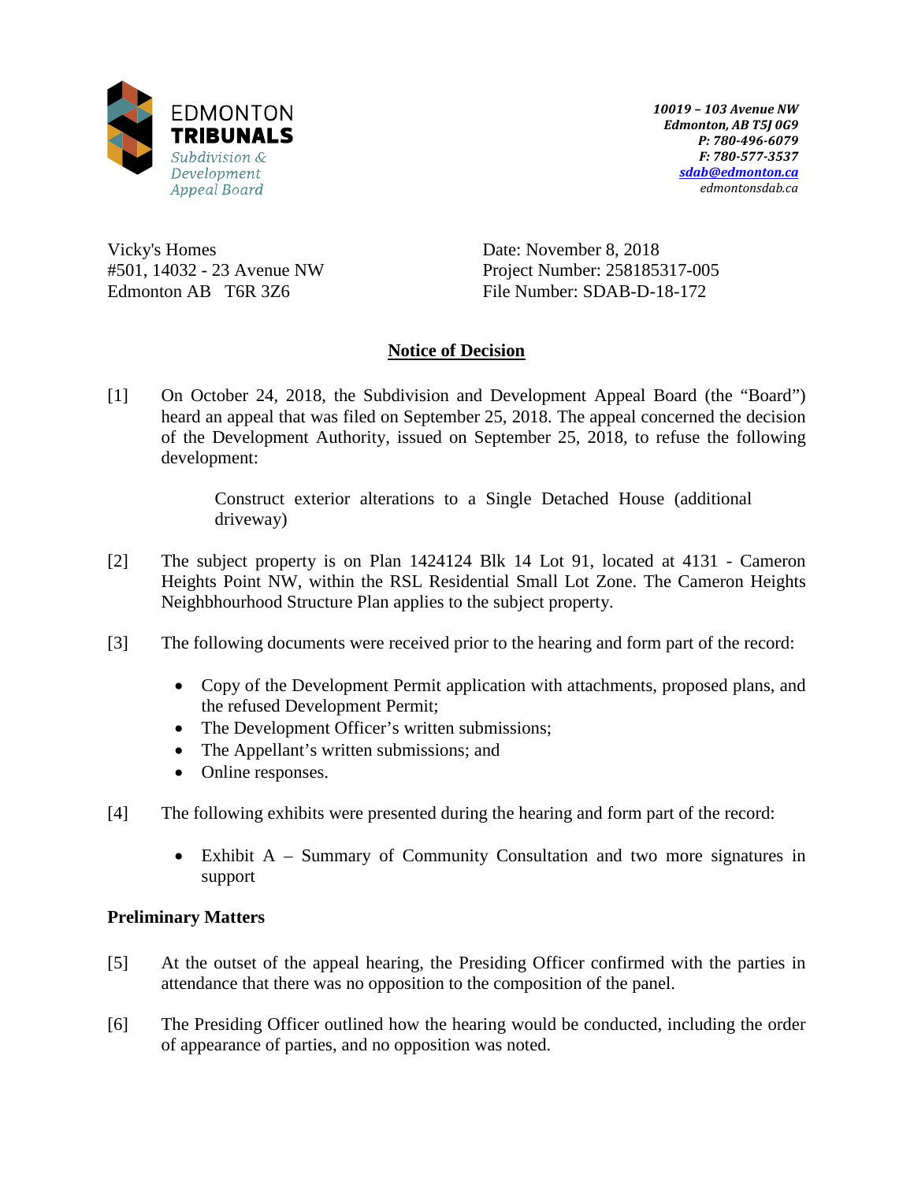EDMONTON
**TRIBUNALS**
*Subdivision & Development Appeal Board*

*10019 – 103 Avenue NW*
*Edmonton, AB T5J 0G9*
*P: 780-496-6079*
*F: 780-577-3537*
*sdab@edmonton.ca*
*edmontonsdab.ca*

Vicky's Homes
#501, 14032 - 23 Avenue NW
Edmonton AB T6R 3Z6

Date: November 8, 2018
Project Number: 258185317-005
File Number: SDAB-D-18-172

## Notice of Decision

[1] On October 24, 2018, the Subdivision and Development Appeal Board (the "Board") heard an appeal that was filed on September 25, 2018. The appeal concerned the decision of the Development Authority, issued on September 25, 2018, to refuse the following development:

> Construct exterior alterations to a Single Detached House (additional driveway)

[2] The subject property is on Plan 1424124 Blk 14 Lot 91, located at 4131 - Cameron Heights Point NW, within the RSL Residential Small Lot Zone. The Cameron Heights Neighbhourhood Structure Plan applies to the subject property.

[3] The following documents were received prior to the hearing and form part of the record:

- Copy of the Development Permit application with attachments, proposed plans, and the refused Development Permit;
- The Development Officer's written submissions;
- The Appellant's written submissions; and
- Online responses.

[4] The following exhibits were presented during the hearing and form part of the record:

- Exhibit A – Summary of Community Consultation and two more signatures in support

### Preliminary Matters

[5] At the outset of the appeal hearing, the Presiding Officer confirmed with the parties in attendance that there was no opposition to the composition of the panel.

[6] The Presiding Officer outlined how the hearing would be conducted, including the order of appearance of parties, and no opposition was noted.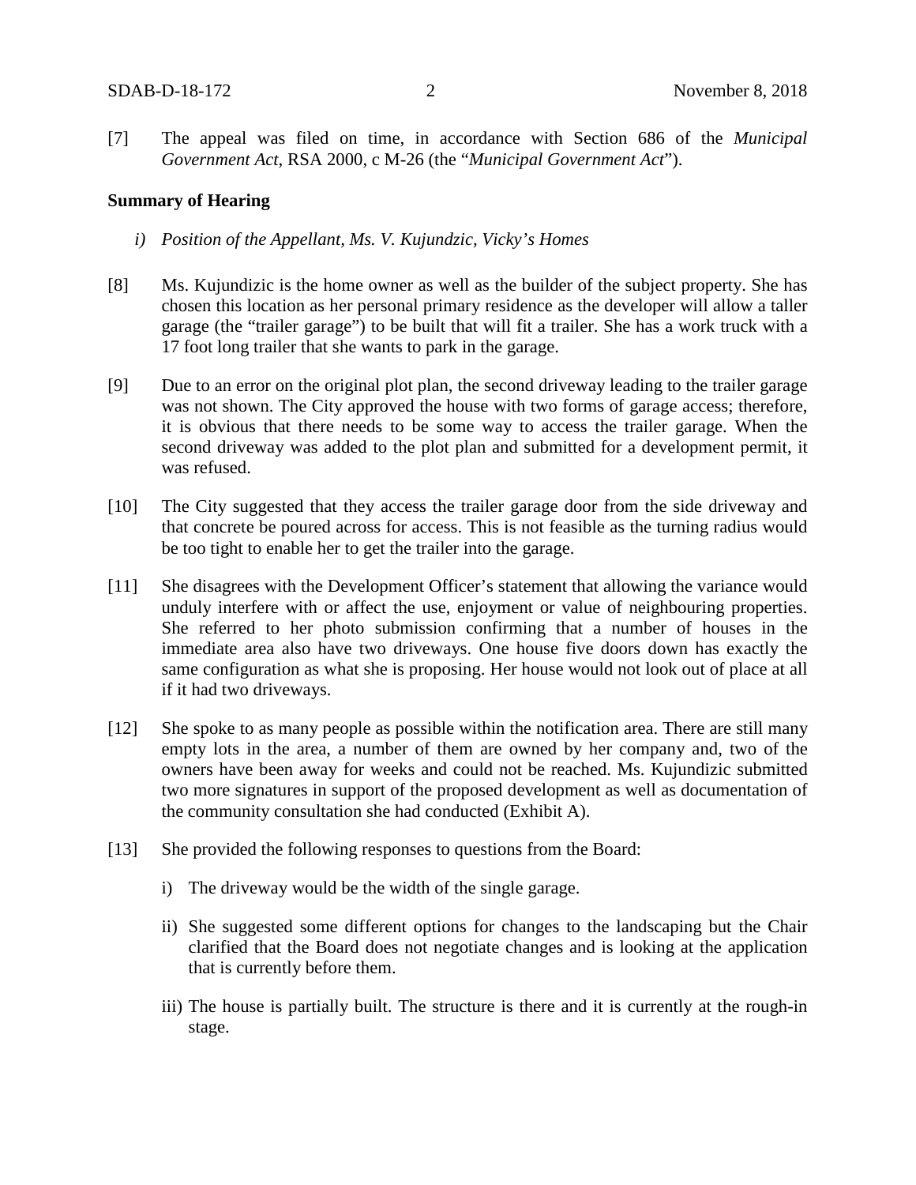[7] The appeal was filed on time, in accordance with Section 686 of the *Municipal Government Act*, RSA 2000, c M-26 (the "*Municipal Government Act*").

**Summary of Hearing**

*i) Position of the Appellant, Ms. V. Kujundzic, Vicky's Homes*

[8] Ms. Kujundizic is the home owner as well as the builder of the subject property. She has chosen this location as her personal primary residence as the developer will allow a taller garage (the "trailer garage") to be built that will fit a trailer. She has a work truck with a 17 foot long trailer that she wants to park in the garage.

[9] Due to an error on the original plot plan, the second driveway leading to the trailer garage was not shown. The City approved the house with two forms of garage access; therefore, it is obvious that there needs to be some way to access the trailer garage. When the second driveway was added to the plot plan and submitted for a development permit, it was refused.

[10] The City suggested that they access the trailer garage door from the side driveway and that concrete be poured across for access. This is not feasible as the turning radius would be too tight to enable her to get the trailer into the garage.

[11] She disagrees with the Development Officer's statement that allowing the variance would unduly interfere with or affect the use, enjoyment or value of neighbouring properties. She referred to her photo submission confirming that a number of houses in the immediate area also have two driveways. One house five doors down has exactly the same configuration as what she is proposing. Her house would not look out of place at all if it had two driveways.

[12] She spoke to as many people as possible within the notification area. There are still many empty lots in the area, a number of them are owned by her company and, two of the owners have been away for weeks and could not be reached. Ms. Kujundizic submitted two more signatures in support of the proposed development as well as documentation of the community consultation she had conducted (Exhibit A).

[13] She provided the following responses to questions from the Board:

i) The driveway would be the width of the single garage.

ii) She suggested some different options for changes to the landscaping but the Chair clarified that the Board does not negotiate changes and is looking at the application that is currently before them.

iii) The house is partially built. The structure is there and it is currently at the rough-in stage.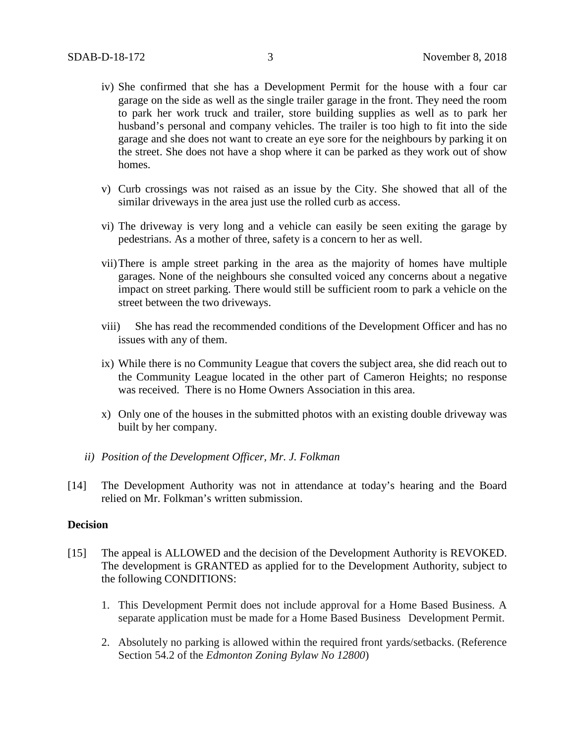iv) She confirmed that she has a Development Permit for the house with a four car garage on the side as well as the single trailer garage in the front. They need the room to park her work truck and trailer, store building supplies as well as to park her husband's personal and company vehicles. The trailer is too high to fit into the side garage and she does not want to create an eye sore for the neighbours by parking it on the street. She does not have a shop where it can be parked as they work out of show homes.

v) Curb crossings was not raised as an issue by the City. She showed that all of the similar driveways in the area just use the rolled curb as access.

vi) The driveway is very long and a vehicle can easily be seen exiting the garage by pedestrians. As a mother of three, safety is a concern to her as well.

vii) There is ample street parking in the area as the majority of homes have multiple garages. None of the neighbours she consulted voiced any concerns about a negative impact on street parking. There would still be sufficient room to park a vehicle on the street between the two driveways.

viii) She has read the recommended conditions of the Development Officer and has no issues with any of them.

ix) While there is no Community League that covers the subject area, she did reach out to the Community League located in the other part of Cameron Heights; no response was received. There is no Home Owners Association in this area.

x) Only one of the houses in the submitted photos with an existing double driveway was built by her company.

*ii) Position of the Development Officer, Mr. J. Folkman*

[14] The Development Authority was not in attendance at today's hearing and the Board relied on Mr. Folkman's written submission.

**Decision**

[15] The appeal is ALLOWED and the decision of the Development Authority is REVOKED. The development is GRANTED as applied for to the Development Authority, subject to the following CONDITIONS:

1. This Development Permit does not include approval for a Home Based Business. A separate application must be made for a Home Based Business Development Permit.

2. Absolutely no parking is allowed within the required front yards/setbacks. (Reference Section 54.2 of the *Edmonton Zoning Bylaw No 12800*)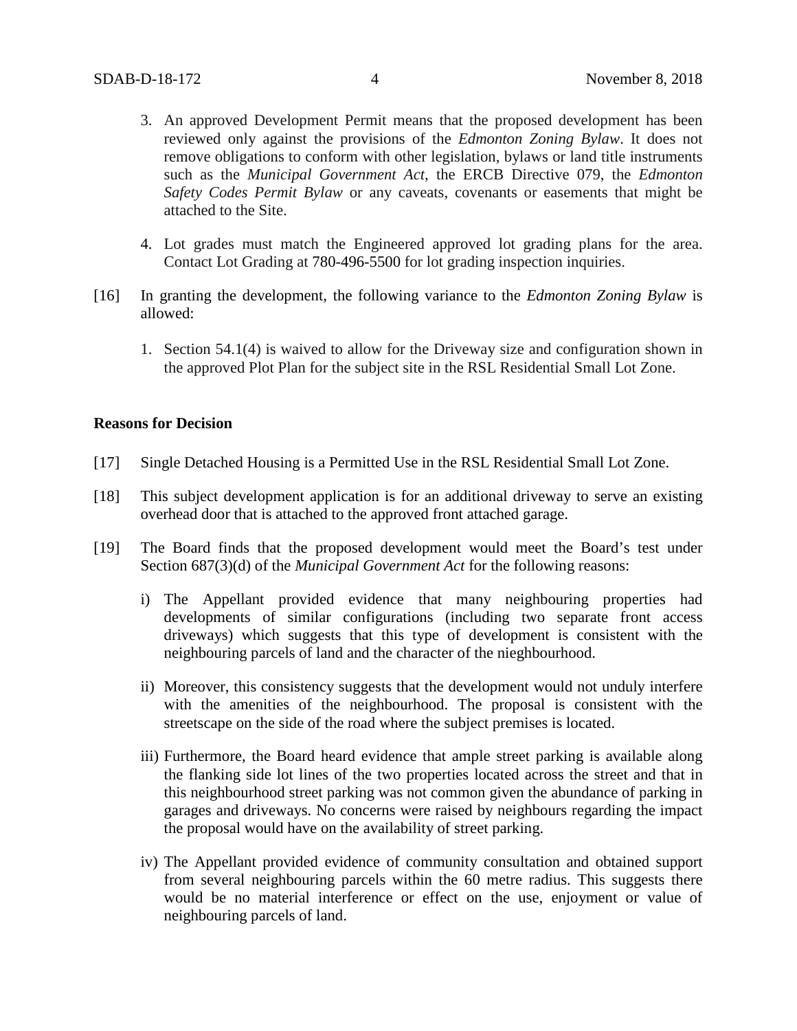3. An approved Development Permit means that the proposed development has been reviewed only against the provisions of the *Edmonton Zoning Bylaw*. It does not remove obligations to conform with other legislation, bylaws or land title instruments such as the *Municipal Government Act*, the ERCB Directive 079, the *Edmonton Safety Codes Permit Bylaw* or any caveats, covenants or easements that might be attached to the Site.

4. Lot grades must match the Engineered approved lot grading plans for the area. Contact Lot Grading at 780-496-5500 for lot grading inspection inquiries.

[16] In granting the development, the following variance to the *Edmonton Zoning Bylaw* is allowed:

1. Section 54.1(4) is waived to allow for the Driveway size and configuration shown in the approved Plot Plan for the subject site in the RSL Residential Small Lot Zone.

**Reasons for Decision**

[17] Single Detached Housing is a Permitted Use in the RSL Residential Small Lot Zone.

[18] This subject development application is for an additional driveway to serve an existing overhead door that is attached to the approved front attached garage.

[19] The Board finds that the proposed development would meet the Board's test under Section 687(3)(d) of the *Municipal Government Act* for the following reasons:

i) The Appellant provided evidence that many neighbouring properties had developments of similar configurations (including two separate front access driveways) which suggests that this type of development is consistent with the neighbouring parcels of land and the character of the nieghbourhood.

ii) Moreover, this consistency suggests that the development would not unduly interfere with the amenities of the neighbourhood. The proposal is consistent with the streetscape on the side of the road where the subject premises is located.

iii) Furthermore, the Board heard evidence that ample street parking is available along the flanking side lot lines of the two properties located across the street and that in this neighbourhood street parking was not common given the abundance of parking in garages and driveways. No concerns were raised by neighbours regarding the impact the proposal would have on the availability of street parking.

iv) The Appellant provided evidence of community consultation and obtained support from several neighbouring parcels within the 60 metre radius. This suggests there would be no material interference or effect on the use, enjoyment or value of neighbouring parcels of land.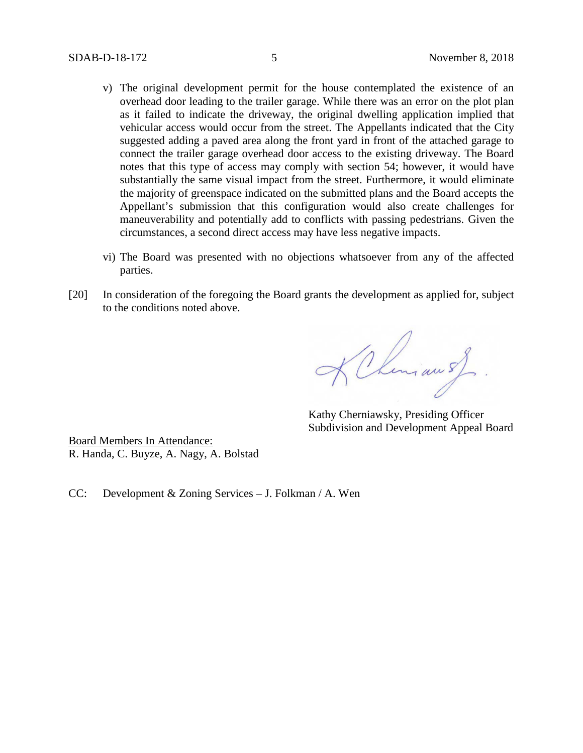v) The original development permit for the house contemplated the existence of an overhead door leading to the trailer garage. While there was an error on the plot plan as it failed to indicate the driveway, the original dwelling application implied that vehicular access would occur from the street. The Appellants indicated that the City suggested adding a paved area along the front yard in front of the attached garage to connect the trailer garage overhead door access to the existing driveway. The Board notes that this type of access may comply with section 54; however, it would have substantially the same visual impact from the street. Furthermore, it would eliminate the majority of greenspace indicated on the submitted plans and the Board accepts the Appellant's submission that this configuration would also create challenges for maneuverability and potentially add to conflicts with passing pedestrians. Given the circumstances, a second direct access may have less negative impacts.

vi) The Board was presented with no objections whatsoever from any of the affected parties.

[20] In consideration of the foregoing the Board grants the development as applied for, subject to the conditions noted above.

Kathy Cherniawsky, Presiding Officer
Subdivision and Development Appeal Board

Board Members In Attendance:
R. Handa, C. Buyze, A. Nagy, A. Bolstad

CC: Development & Zoning Services – J. Folkman / A. Wen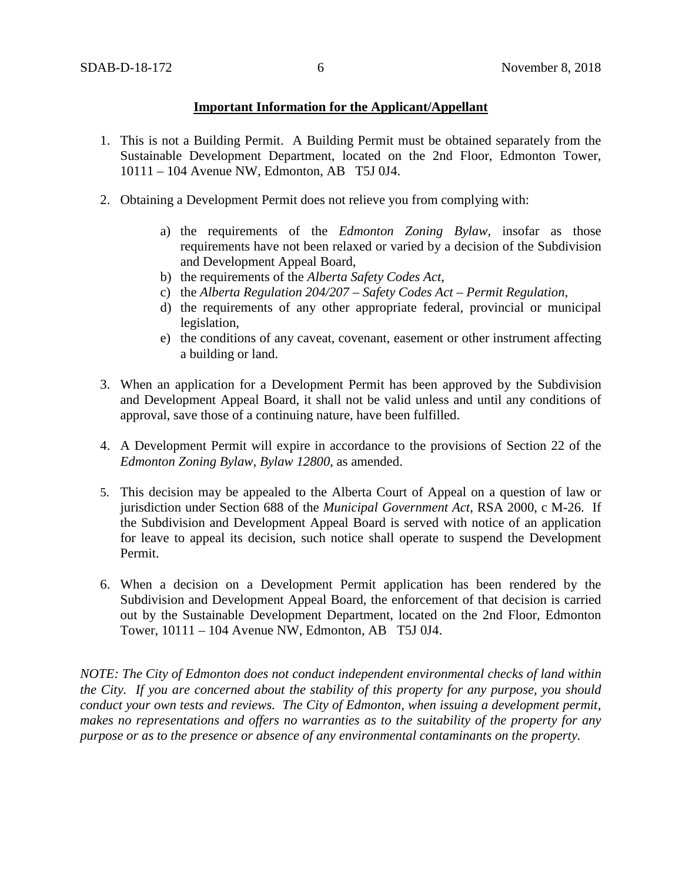**Important Information for the Applicant/Appellant**

1. This is not a Building Permit. A Building Permit must be obtained separately from the Sustainable Development Department, located on the 2nd Floor, Edmonton Tower, 10111 – 104 Avenue NW, Edmonton, AB T5J 0J4.

2. Obtaining a Development Permit does not relieve you from complying with:

    a) the requirements of the *Edmonton Zoning Bylaw*, insofar as those requirements have not been relaxed or varied by a decision of the Subdivision and Development Appeal Board,
    b) the requirements of the *Alberta Safety Codes Act*,
    c) the *Alberta Regulation 204/207 – Safety Codes Act – Permit Regulation*,
    d) the requirements of any other appropriate federal, provincial or municipal legislation,
    e) the conditions of any caveat, covenant, easement or other instrument affecting a building or land.

3. When an application for a Development Permit has been approved by the Subdivision and Development Appeal Board, it shall not be valid unless and until any conditions of approval, save those of a continuing nature, have been fulfilled.

4. A Development Permit will expire in accordance to the provisions of Section 22 of the *Edmonton Zoning Bylaw, Bylaw 12800*, as amended.

5. This decision may be appealed to the Alberta Court of Appeal on a question of law or jurisdiction under Section 688 of the *Municipal Government Act*, RSA 2000, c M-26. If the Subdivision and Development Appeal Board is served with notice of an application for leave to appeal its decision, such notice shall operate to suspend the Development Permit.

6. When a decision on a Development Permit application has been rendered by the Subdivision and Development Appeal Board, the enforcement of that decision is carried out by the Sustainable Development Department, located on the 2nd Floor, Edmonton Tower, 10111 – 104 Avenue NW, Edmonton, AB T5J 0J4.

*NOTE: The City of Edmonton does not conduct independent environmental checks of land within the City. If you are concerned about the stability of this property for any purpose, you should conduct your own tests and reviews. The City of Edmonton, when issuing a development permit, makes no representations and offers no warranties as to the suitability of the property for any purpose or as to the presence or absence of any environmental contaminants on the property.*